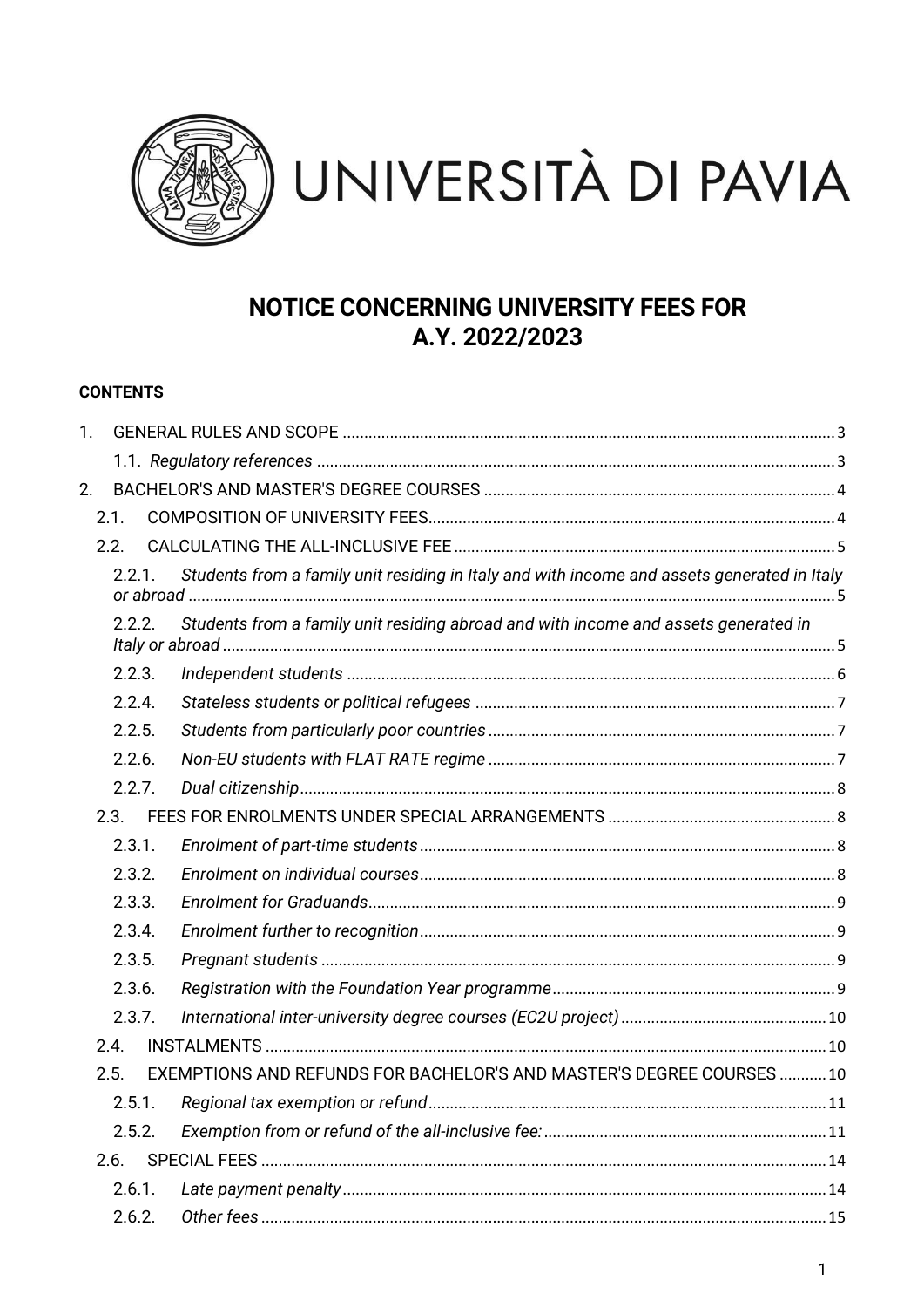UNIVERSITÀ DI PAVIA

# NOTICE CONCERNING UNIVERSITY FEES FOR A.Y. 2022/2023

**CONTENTS**

1. GENERAL RULES AND SCOPE ..... 3
   1.1. *Regulatory references* ..... 3
2. BACHELOR'S AND MASTER'S DEGREE COURSES ..... 4
   2.1. COMPOSITION OF UNIVERSITY FEES ..... 4
   2.2. CALCULATING THE ALL-INCLUSIVE FEE ..... 5
      2.2.1. *Students from a family unit residing in Italy and with income and assets generated in Italy or abroad* ..... 5
      2.2.2. *Students from a family unit residing abroad and with income and assets generated in Italy or abroad* ..... 5
      2.2.3. *Independent students* ..... 6
      2.2.4. *Stateless students or political refugees* ..... 7
      2.2.5. *Students from particularly poor countries* ..... 7
      2.2.6. *Non-EU students with FLAT RATE regime* ..... 7
      2.2.7. *Dual citizenship* ..... 8
   2.3. FEES FOR ENROLMENTS UNDER SPECIAL ARRANGEMENTS ..... 8
      2.3.1. *Enrolment of part-time students* ..... 8
      2.3.2. *Enrolment on individual courses* ..... 8
      2.3.3. *Enrolment for Graduands* ..... 9
      2.3.4. *Enrolment further to recognition* ..... 9
      2.3.5. *Pregnant students* ..... 9
      2.3.6. *Registration with the Foundation Year programme* ..... 9
      2.3.7. *International inter-university degree courses (EC2U project)* ..... 10
   2.4. INSTALMENTS ..... 10
   2.5. EXEMPTIONS AND REFUNDS FOR BACHELOR'S AND MASTER'S DEGREE COURSES ..... 10
      2.5.1. *Regional tax exemption or refund* ..... 11
      2.5.2. *Exemption from or refund of the all-inclusive fee:* ..... 11
   2.6. SPECIAL FEES ..... 14
      2.6.1. *Late payment penalty* ..... 14
      2.6.2. *Other fees* ..... 15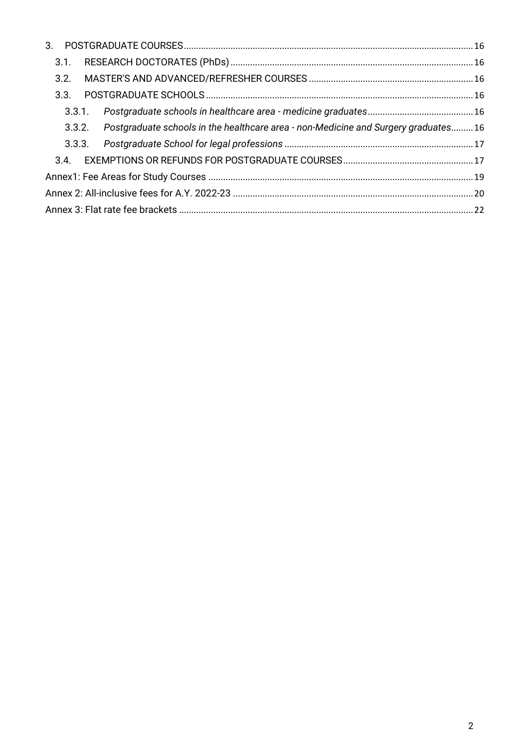3. POSTGRADUATE COURSES ..... 16

- 3.1. RESEARCH DOCTORATES (PhDs) ..... 16
- 3.2. MASTER'S AND ADVANCED/REFRESHER COURSES ..... 16
- 3.3. POSTGRADUATE SCHOOLS ..... 16
  - 3.3.1. *Postgraduate schools in healthcare area - medicine graduates* ..... 16
  - 3.3.2. *Postgraduate schools in the healthcare area - non-Medicine and Surgery graduates* ..... 16
  - 3.3.3. *Postgraduate School for legal professions* ..... 17
- 3.4. EXEMPTIONS OR REFUNDS FOR POSTGRADUATE COURSES ..... 17

Annex1: Fee Areas for Study Courses ..... 19

Annex 2: All-inclusive fees for A.Y. 2022-23 ..... 20

Annex 3: Flat rate fee brackets ..... 22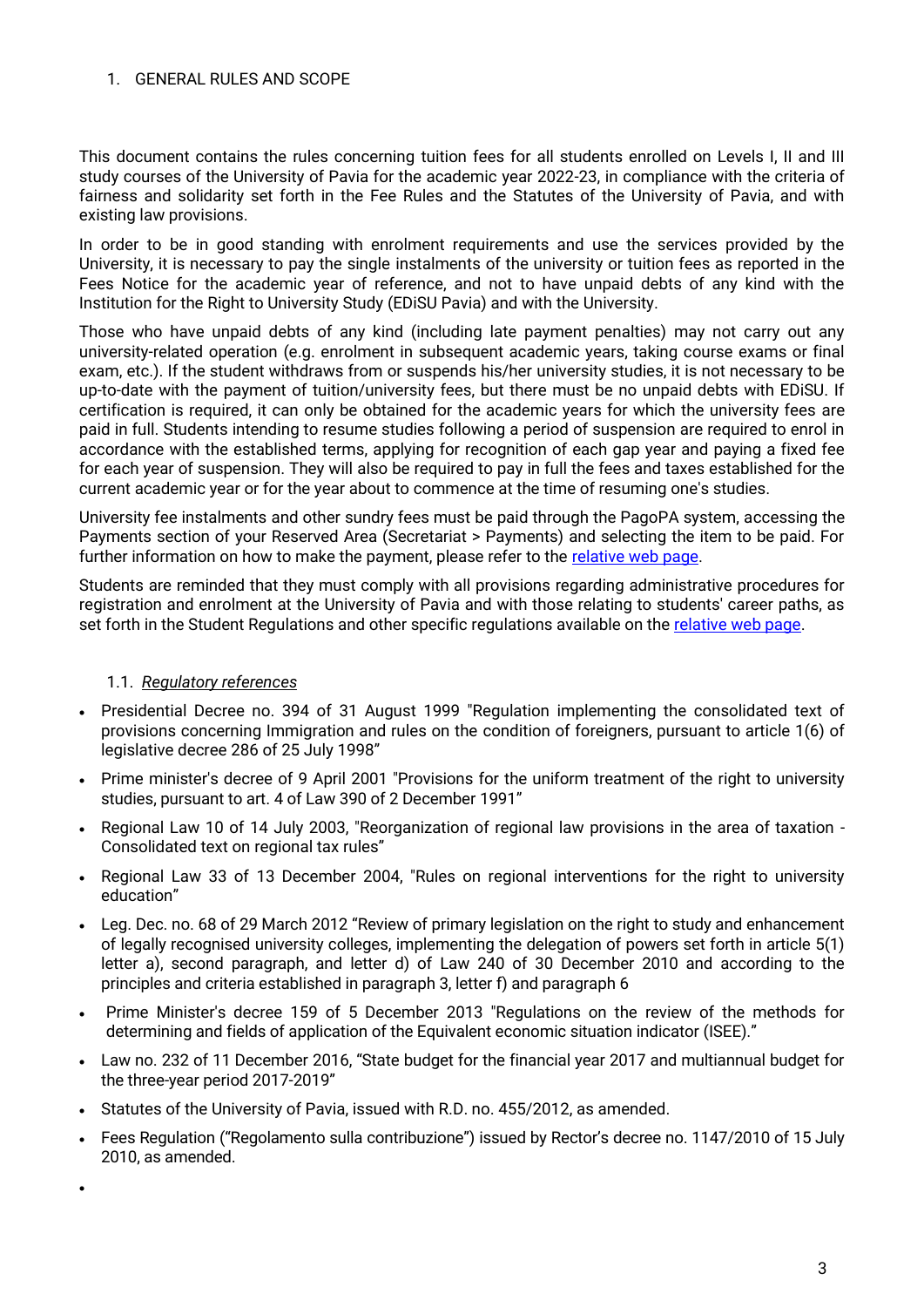# 1. GENERAL RULES AND SCOPE

This document contains the rules concerning tuition fees for all students enrolled on Levels I, II and III study courses of the University of Pavia for the academic year 2022-23, in compliance with the criteria of fairness and solidarity set forth in the Fee Rules and the Statutes of the University of Pavia, and with existing law provisions.

In order to be in good standing with enrolment requirements and use the services provided by the University, it is necessary to pay the single instalments of the university or tuition fees as reported in the Fees Notice for the academic year of reference, and not to have unpaid debts of any kind with the Institution for the Right to University Study (EDiSU Pavia) and with the University.

Those who have unpaid debts of any kind (including late payment penalties) may not carry out any university-related operation (e.g. enrolment in subsequent academic years, taking course exams or final exam, etc.). If the student withdraws from or suspends his/her university studies, it is not necessary to be up-to-date with the payment of tuition/university fees, but there must be no unpaid debts with EDiSU. If certification is required, it can only be obtained for the academic years for which the university fees are paid in full. Students intending to resume studies following a period of suspension are required to enrol in accordance with the established terms, applying for recognition of each gap year and paying a fixed fee for each year of suspension. They will also be required to pay in full the fees and taxes established for the current academic year or for the year about to commence at the time of resuming one's studies.

University fee instalments and other sundry fees must be paid through the PagoPA system, accessing the Payments section of your Reserved Area (Secretariat > Payments) and selecting the item to be paid. For further information on how to make the payment, please refer to the relative web page.

Students are reminded that they must comply with all provisions regarding administrative procedures for registration and enrolment at the University of Pavia and with those relating to students' career paths, as set forth in the Student Regulations and other specific regulations available on the relative web page.

## 1.1. *Regulatory references*

- Presidential Decree no. 394 of 31 August 1999 "Regulation implementing the consolidated text of provisions concerning Immigration and rules on the condition of foreigners, pursuant to article 1(6) of legislative decree 286 of 25 July 1998"
- Prime minister's decree of 9 April 2001 "Provisions for the uniform treatment of the right to university studies, pursuant to art. 4 of Law 390 of 2 December 1991"
- Regional Law 10 of 14 July 2003, "Reorganization of regional law provisions in the area of taxation - Consolidated text on regional tax rules"
- Regional Law 33 of 13 December 2004, "Rules on regional interventions for the right to university education"
- Leg. Dec. no. 68 of 29 March 2012 "Review of primary legislation on the right to study and enhancement of legally recognised university colleges, implementing the delegation of powers set forth in article 5(1) letter a), second paragraph, and letter d) of Law 240 of 30 December 2010 and according to the principles and criteria established in paragraph 3, letter f) and paragraph 6
- Prime Minister's decree 159 of 5 December 2013 "Regulations on the review of the methods for determining and fields of application of the Equivalent economic situation indicator (ISEE)."
- Law no. 232 of 11 December 2016, "State budget for the financial year 2017 and multiannual budget for the three-year period 2017-2019"
- Statutes of the University of Pavia, issued with R.D. no. 455/2012, as amended.
- Fees Regulation ("Regolamento sulla contribuzione") issued by Rector's decree no. 1147/2010 of 15 July 2010, as amended.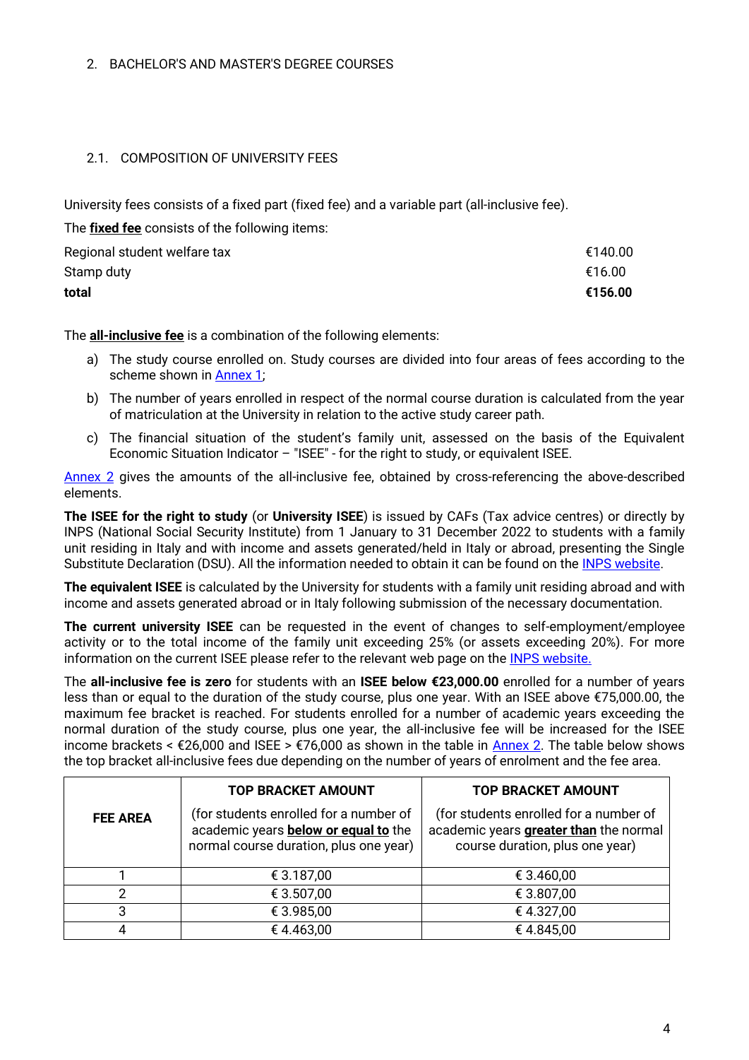## 2. BACHELOR'S AND MASTER'S DEGREE COURSES

### 2.1. COMPOSITION OF UNIVERSITY FEES

University fees consists of a fixed part (fixed fee) and a variable part (all-inclusive fee).

The **fixed fee** consists of the following items:

| | |
|---|---|
| Regional student welfare tax | €140.00 |
| Stamp duty | €16.00 |
| **total** | **€156.00** |

The **all-inclusive fee** is a combination of the following elements:

a) The study course enrolled on. Study courses are divided into four areas of fees according to the scheme shown in Annex 1;

b) The number of years enrolled in respect of the normal course duration is calculated from the year of matriculation at the University in relation to the active study career path.

c) The financial situation of the student's family unit, assessed on the basis of the Equivalent Economic Situation Indicator – "ISEE" - for the right to study, or equivalent ISEE.

Annex 2 gives the amounts of the all-inclusive fee, obtained by cross-referencing the above-described elements.

**The ISEE for the right to study** (or **University ISEE**) is issued by CAFs (Tax advice centres) or directly by INPS (National Social Security Institute) from 1 January to 31 December 2022 to students with a family unit residing in Italy and with income and assets generated/held in Italy or abroad, presenting the Single Substitute Declaration (DSU). All the information needed to obtain it can be found on the INPS website.

**The equivalent ISEE** is calculated by the University for students with a family unit residing abroad and with income and assets generated abroad or in Italy following submission of the necessary documentation.

**The current university ISEE** can be requested in the event of changes to self-employment/employee activity or to the total income of the family unit exceeding 25% (or assets exceeding 20%). For more information on the current ISEE please refer to the relevant web page on the INPS website.

The **all-inclusive fee is zero** for students with an **ISEE below €23,000.00** enrolled for a number of years less than or equal to the duration of the study course, plus one year. With an ISEE above €75,000.00, the maximum fee bracket is reached. For students enrolled for a number of academic years exceeding the normal duration of the study course, plus one year, the all-inclusive fee will be increased for the ISEE income brackets < €26,000 and ISEE > €76,000 as shown in the table in Annex 2. The table below shows the top bracket all-inclusive fees due depending on the number of years of enrolment and the fee area.

| FEE AREA | TOP BRACKET AMOUNT (for students enrolled for a number of academic years **below or equal to** the normal course duration, plus one year) | TOP BRACKET AMOUNT (for students enrolled for a number of academic years **greater than** the normal course duration, plus one year) |
|---|---|---|
| 1 | € 3.187,00 | € 3.460,00 |
| 2 | € 3.507,00 | € 3.807,00 |
| 3 | € 3.985,00 | € 4.327,00 |
| 4 | € 4.463,00 | € 4.845,00 |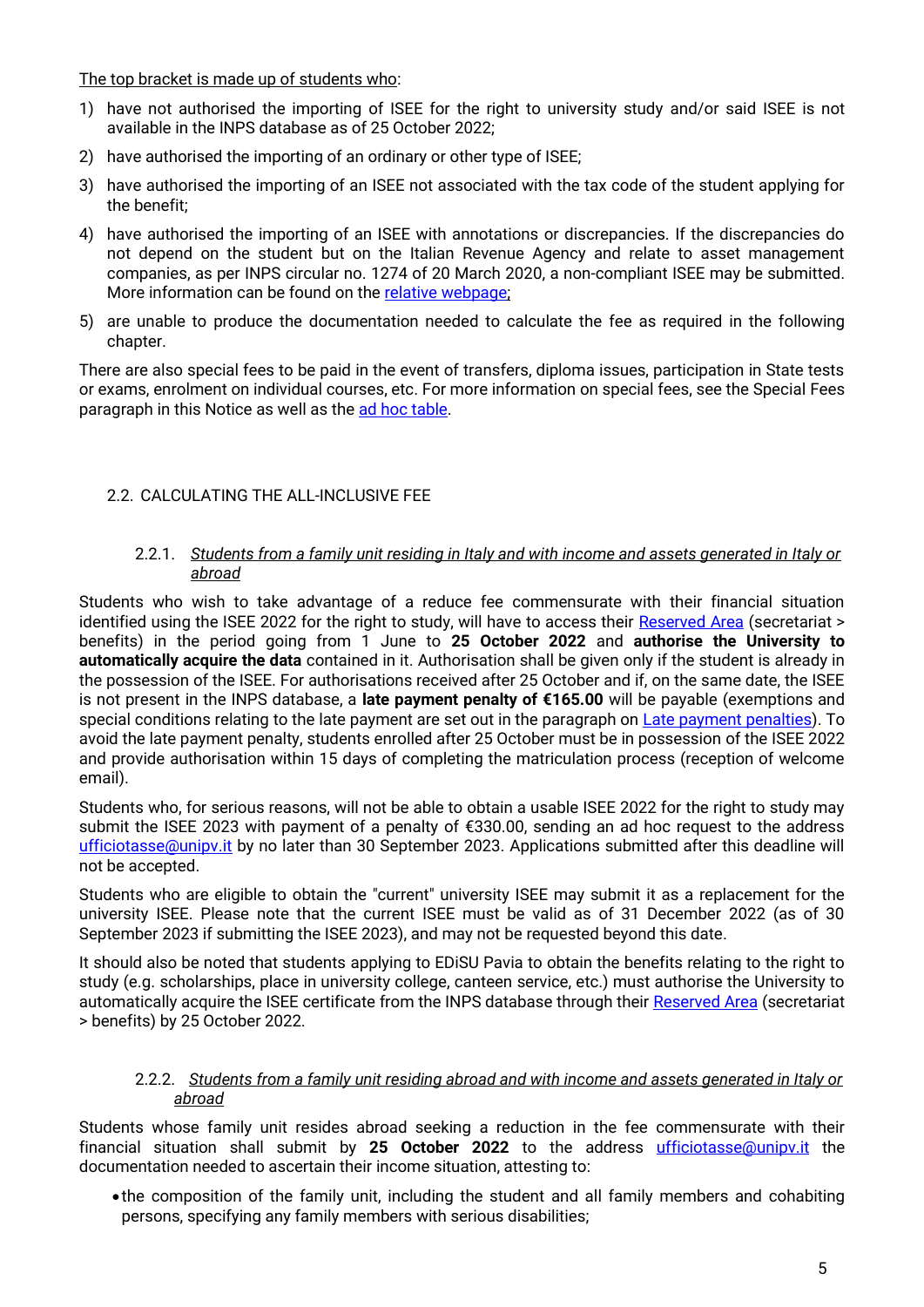<u>The top bracket is made up of students who</u>:

1) have not authorised the importing of ISEE for the right to university study and/or said ISEE is not available in the INPS database as of 25 October 2022;
2) have authorised the importing of an ordinary or other type of ISEE;
3) have authorised the importing of an ISEE not associated with the tax code of the student applying for the benefit;
4) have authorised the importing of an ISEE with annotations or discrepancies. If the discrepancies do not depend on the student but on the Italian Revenue Agency and relate to asset management companies, as per INPS circular no. 1274 of 20 March 2020, a non-compliant ISEE may be submitted. More information can be found on the [relative webpage](#);
5) are unable to produce the documentation needed to calculate the fee as required in the following chapter.

There are also special fees to be paid in the event of transfers, diploma issues, participation in State tests or exams, enrolment on individual courses, etc. For more information on special fees, see the Special Fees paragraph in this Notice as well as the [ad hoc table](#).

## 2.2. CALCULATING THE ALL-INCLUSIVE FEE

### 2.2.1. *<u>Students from a family unit residing in Italy and with income and assets generated in Italy or abroad</u>*

Students who wish to take advantage of a reduce fee commensurate with their financial situation identified using the ISEE 2022 for the right to study, will have to access their [Reserved Area](#) (secretariat > benefits) in the period going from 1 June to **25 October 2022** and **authorise the University to automatically acquire the data** contained in it. Authorisation shall be given only if the student is already in the possession of the ISEE. For authorisations received after 25 October and if, on the same date, the ISEE is not present in the INPS database, a **late payment penalty of €165.00** will be payable (exemptions and special conditions relating to the late payment are set out in the paragraph on [Late payment penalties](#)). To avoid the late payment penalty, students enrolled after 25 October must be in possession of the ISEE 2022 and provide authorisation within 15 days of completing the matriculation process (reception of welcome email).

Students who, for serious reasons, will not be able to obtain a usable ISEE 2022 for the right to study may submit the ISEE 2023 with payment of a penalty of €330.00, sending an ad hoc request to the address [ufficiotasse@unipv.it](mailto:ufficiotasse@unipv.it) by no later than 30 September 2023. Applications submitted after this deadline will not be accepted.

Students who are eligible to obtain the "current" university ISEE may submit it as a replacement for the university ISEE. Please note that the current ISEE must be valid as of 31 December 2022 (as of 30 September 2023 if submitting the ISEE 2023), and may not be requested beyond this date.

It should also be noted that students applying to EDiSU Pavia to obtain the benefits relating to the right to study (e.g. scholarships, place in university college, canteen service, etc.) must authorise the University to automatically acquire the ISEE certificate from the INPS database through their [Reserved Area](#) (secretariat > benefits) by 25 October 2022.

### 2.2.2. *<u>Students from a family unit residing abroad and with income and assets generated in Italy or abroad</u>*

Students whose family unit resides abroad seeking a reduction in the fee commensurate with their financial situation shall submit by **25 October 2022** to the address [ufficiotasse@unipv.it](mailto:ufficiotasse@unipv.it) the documentation needed to ascertain their income situation, attesting to:

- the composition of the family unit, including the student and all family members and cohabiting persons, specifying any family members with serious disabilities;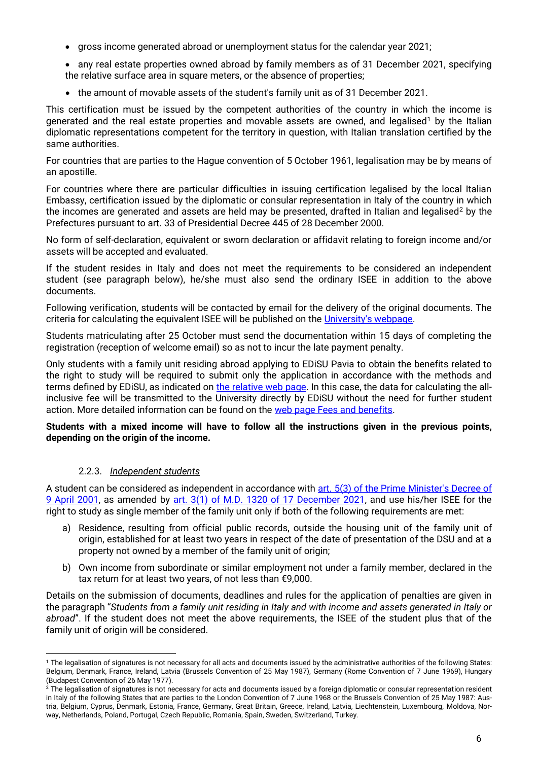- gross income generated abroad or unemployment status for the calendar year 2021;
- any real estate properties owned abroad by family members as of 31 December 2021, specifying the relative surface area in square meters, or the absence of properties;
- the amount of movable assets of the student's family unit as of 31 December 2021.

This certification must be issued by the competent authorities of the country in which the income is generated and the real estate properties and movable assets are owned, and legalised[1] by the Italian diplomatic representations competent for the territory in question, with Italian translation certified by the same authorities.

For countries that are parties to the Hague convention of 5 October 1961, legalisation may be by means of an apostille.

For countries where there are particular difficulties in issuing certification legalised by the local Italian Embassy, certification issued by the diplomatic or consular representation in Italy of the country in which the incomes are generated and assets are held may be presented, drafted in Italian and legalised[2] by the Prefectures pursuant to art. 33 of Presidential Decree 445 of 28 December 2000.

No form of self-declaration, equivalent or sworn declaration or affidavit relating to foreign income and/or assets will be accepted and evaluated.

If the student resides in Italy and does not meet the requirements to be considered an independent student (see paragraph below), he/she must also send the ordinary ISEE in addition to the above documents.

Following verification, students will be contacted by email for the delivery of the original documents. The criteria for calculating the equivalent ISEE will be published on the University's webpage.

Students matriculating after 25 October must send the documentation within 15 days of completing the registration (reception of welcome email) so as not to incur the late payment penalty.

Only students with a family unit residing abroad applying to EDiSU Pavia to obtain the benefits related to the right to study will be required to submit only the application in accordance with the methods and terms defined by EDiSU, as indicated on the relative web page. In this case, the data for calculating the all-inclusive fee will be transmitted to the University directly by EDiSU without the need for further student action. More detailed information can be found on the web page Fees and benefits.

**Students with a mixed income will have to follow all the instructions given in the previous points, depending on the origin of the income.**

### 2.2.3. *Independent students*

A student can be considered as independent in accordance with art. 5(3) of the Prime Minister's Decree of 9 April 2001, as amended by art. 3(1) of M.D. 1320 of 17 December 2021, and use his/her ISEE for the right to study as single member of the family unit only if both of the following requirements are met:

a) Residence, resulting from official public records, outside the housing unit of the family unit of origin, established for at least two years in respect of the date of presentation of the DSU and at a property not owned by a member of the family unit of origin;

b) Own income from subordinate or similar employment not under a family member, declared in the tax return for at least two years, of not less than €9,000.

Details on the submission of documents, deadlines and rules for the application of penalties are given in the paragraph "*Students from a family unit residing in Italy and with income and assets generated in Italy or abroad*". If the student does not meet the above requirements, the ISEE of the student plus that of the family unit of origin will be considered.

---

[1] The legalisation of signatures is not necessary for all acts and documents issued by the administrative authorities of the following States: Belgium, Denmark, France, Ireland, Latvia (Brussels Convention of 25 May 1987), Germany (Rome Convention of 7 June 1969), Hungary (Budapest Convention of 26 May 1977).

[2] The legalisation of signatures is not necessary for acts and documents issued by a foreign diplomatic or consular representation resident in Italy of the following States that are parties to the London Convention of 7 June 1968 or the Brussels Convention of 25 May 1987: Austria, Belgium, Cyprus, Denmark, Estonia, France, Germany, Great Britain, Greece, Ireland, Latvia, Liechtenstein, Luxembourg, Moldova, Norway, Netherlands, Poland, Portugal, Czech Republic, Romania, Spain, Sweden, Switzerland, Turkey.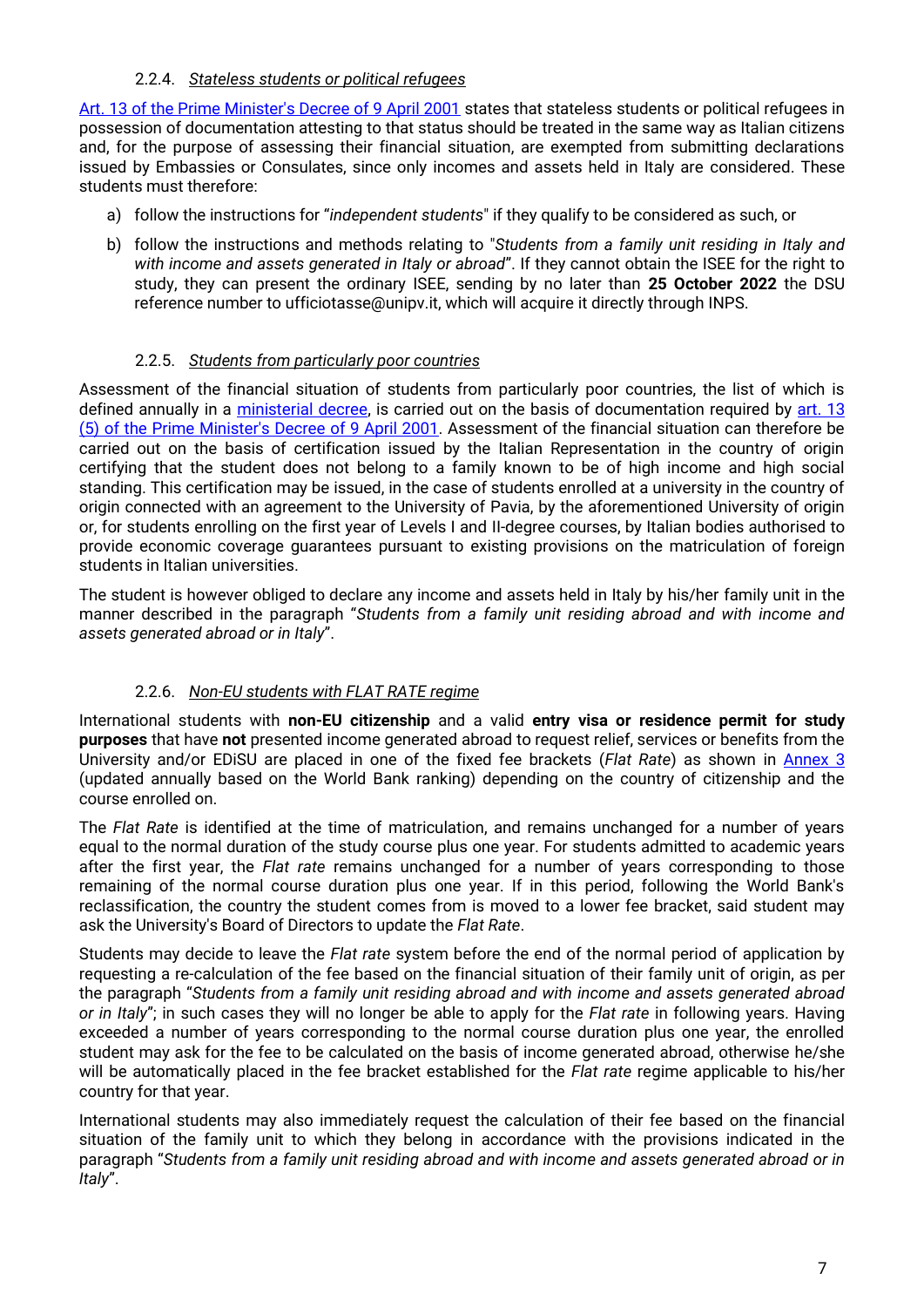#### 2.2.4. *Stateless students or political refugees*

Art. 13 of the Prime Minister's Decree of 9 April 2001 states that stateless students or political refugees in possession of documentation attesting to that status should be treated in the same way as Italian citizens and, for the purpose of assessing their financial situation, are exempted from submitting declarations issued by Embassies or Consulates, since only incomes and assets held in Italy are considered. These students must therefore:

a) follow the instructions for "*independent students*" if they qualify to be considered as such, or

b) follow the instructions and methods relating to "*Students from a family unit residing in Italy and with income and assets generated in Italy or abroad*". If they cannot obtain the ISEE for the right to study, they can present the ordinary ISEE, sending by no later than **25 October 2022** the DSU reference number to ufficiotasse@unipv.it, which will acquire it directly through INPS.

#### 2.2.5. *Students from particularly poor countries*

Assessment of the financial situation of students from particularly poor countries, the list of which is defined annually in a ministerial decree, is carried out on the basis of documentation required by art. 13 (5) of the Prime Minister's Decree of 9 April 2001. Assessment of the financial situation can therefore be carried out on the basis of certification issued by the Italian Representation in the country of origin certifying that the student does not belong to a family known to be of high income and high social standing. This certification may be issued, in the case of students enrolled at a university in the country of origin connected with an agreement to the University of Pavia, by the aforementioned University of origin or, for students enrolling on the first year of Levels I and II-degree courses, by Italian bodies authorised to provide economic coverage guarantees pursuant to existing provisions on the matriculation of foreign students in Italian universities.

The student is however obliged to declare any income and assets held in Italy by his/her family unit in the manner described in the paragraph "*Students from a family unit residing abroad and with income and assets generated abroad or in Italy*".

#### 2.2.6. *Non-EU students with FLAT RATE regime*

International students with **non-EU citizenship** and a valid **entry visa or residence permit for study purposes** that have **not** presented income generated abroad to request relief, services or benefits from the University and/or EDiSU are placed in one of the fixed fee brackets (*Flat Rate*) as shown in Annex 3 (updated annually based on the World Bank ranking) depending on the country of citizenship and the course enrolled on.

The *Flat Rate* is identified at the time of matriculation, and remains unchanged for a number of years equal to the normal duration of the study course plus one year. For students admitted to academic years after the first year, the *Flat rate* remains unchanged for a number of years corresponding to those remaining of the normal course duration plus one year. If in this period, following the World Bank's reclassification, the country the student comes from is moved to a lower fee bracket, said student may ask the University's Board of Directors to update the *Flat Rate*.

Students may decide to leave the *Flat rate* system before the end of the normal period of application by requesting a re-calculation of the fee based on the financial situation of their family unit of origin, as per the paragraph "*Students from a family unit residing abroad and with income and assets generated abroad or in Italy*"; in such cases they will no longer be able to apply for the *Flat rate* in following years. Having exceeded a number of years corresponding to the normal course duration plus one year, the enrolled student may ask for the fee to be calculated on the basis of income generated abroad, otherwise he/she will be automatically placed in the fee bracket established for the *Flat rate* regime applicable to his/her country for that year.

International students may also immediately request the calculation of their fee based on the financial situation of the family unit to which they belong in accordance with the provisions indicated in the paragraph "*Students from a family unit residing abroad and with income and assets generated abroad or in Italy*".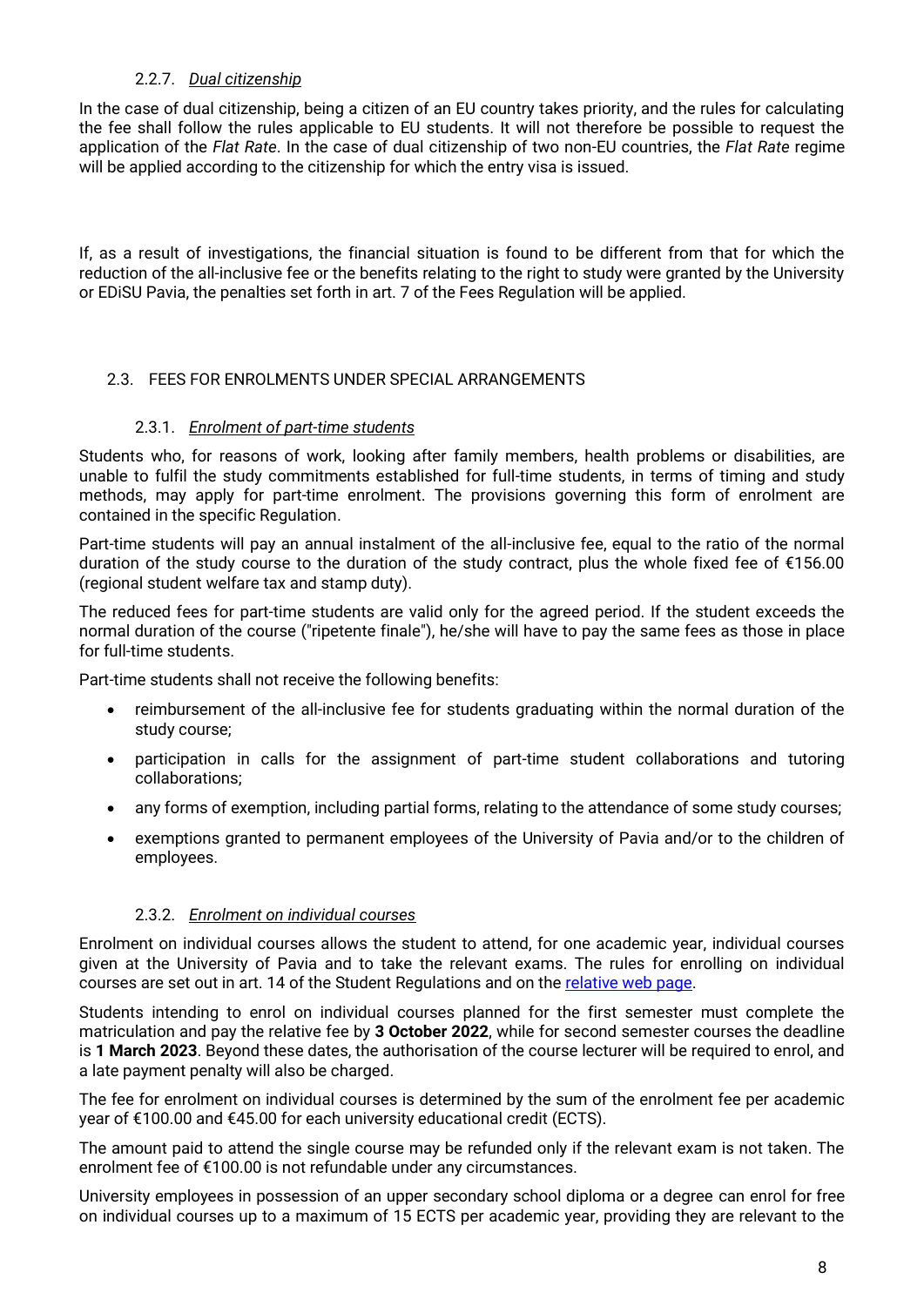#### 2.2.7. *Dual citizenship*

In the case of dual citizenship, being a citizen of an EU country takes priority, and the rules for calculating the fee shall follow the rules applicable to EU students. It will not therefore be possible to request the application of the *Flat Rate*. In the case of dual citizenship of two non-EU countries, the *Flat Rate* regime will be applied according to the citizenship for which the entry visa is issued.

If, as a result of investigations, the financial situation is found to be different from that for which the reduction of the all-inclusive fee or the benefits relating to the right to study were granted by the University or EDiSU Pavia, the penalties set forth in art. 7 of the Fees Regulation will be applied.

### 2.3. FEES FOR ENROLMENTS UNDER SPECIAL ARRANGEMENTS

#### 2.3.1. *Enrolment of part-time students*

Students who, for reasons of work, looking after family members, health problems or disabilities, are unable to fulfil the study commitments established for full-time students, in terms of timing and study methods, may apply for part-time enrolment. The provisions governing this form of enrolment are contained in the specific Regulation.

Part-time students will pay an annual instalment of the all-inclusive fee, equal to the ratio of the normal duration of the study course to the duration of the study contract, plus the whole fixed fee of €156.00 (regional student welfare tax and stamp duty).

The reduced fees for part-time students are valid only for the agreed period. If the student exceeds the normal duration of the course ("ripetente finale"), he/she will have to pay the same fees as those in place for full-time students.

Part-time students shall not receive the following benefits:

- reimbursement of the all-inclusive fee for students graduating within the normal duration of the study course;
- participation in calls for the assignment of part-time student collaborations and tutoring collaborations;
- any forms of exemption, including partial forms, relating to the attendance of some study courses;
- exemptions granted to permanent employees of the University of Pavia and/or to the children of employees.

#### 2.3.2. *Enrolment on individual courses*

Enrolment on individual courses allows the student to attend, for one academic year, individual courses given at the University of Pavia and to take the relevant exams. The rules for enrolling on individual courses are set out in art. 14 of the Student Regulations and on the relative web page.

Students intending to enrol on individual courses planned for the first semester must complete the matriculation and pay the relative fee by **3 October 2022**, while for second semester courses the deadline is **1 March 2023**. Beyond these dates, the authorisation of the course lecturer will be required to enrol, and a late payment penalty will also be charged.

The fee for enrolment on individual courses is determined by the sum of the enrolment fee per academic year of €100.00 and €45.00 for each university educational credit (ECTS).

The amount paid to attend the single course may be refunded only if the relevant exam is not taken. The enrolment fee of €100.00 is not refundable under any circumstances.

University employees in possession of an upper secondary school diploma or a degree can enrol for free on individual courses up to a maximum of 15 ECTS per academic year, providing they are relevant to the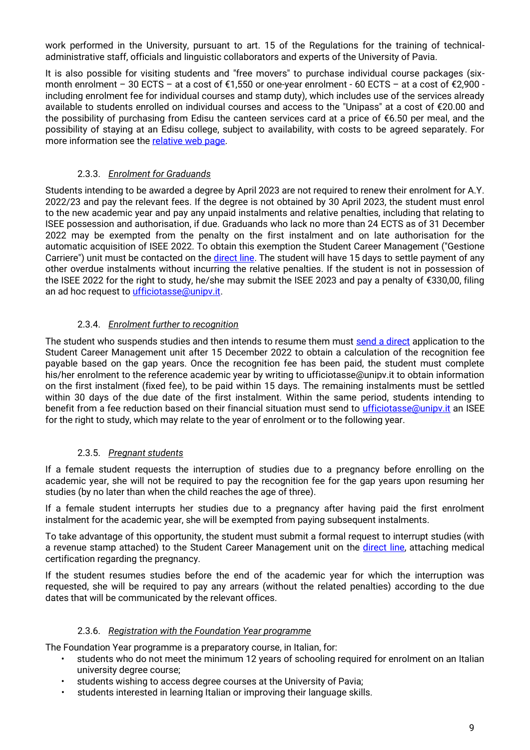work performed in the University, pursuant to art. 15 of the Regulations for the training of technical-administrative staff, officials and linguistic collaborators and experts of the University of Pavia.

It is also possible for visiting students and "free movers" to purchase individual course packages (six-month enrolment – 30 ECTS – at a cost of €1,550 or one-year enrolment - 60 ECTS – at a cost of €2,900 - including enrolment fee for individual courses and stamp duty), which includes use of the services already available to students enrolled on individual courses and access to the "Unipass" at a cost of €20.00 and the possibility of purchasing from Edisu the canteen services card at a price of €6.50 per meal, and the possibility of staying at an Edisu college, subject to availability, with costs to be agreed separately. For more information see the relative web page.

#### 2.3.3. *Enrolment for Graduands*

Students intending to be awarded a degree by April 2023 are not required to renew their enrolment for A.Y. 2022/23 and pay the relevant fees. If the degree is not obtained by 30 April 2023, the student must enrol to the new academic year and pay any unpaid instalments and relative penalties, including that relating to ISEE possession and authorisation, if due. Graduands who lack no more than 24 ECTS as of 31 December 2022 may be exempted from the penalty on the first instalment and on late authorisation for the automatic acquisition of ISEE 2022. To obtain this exemption the Student Career Management ("Gestione Carriere") unit must be contacted on the direct line. The student will have 15 days to settle payment of any other overdue instalments without incurring the relative penalties. If the student is not in possession of the ISEE 2022 for the right to study, he/she may submit the ISEE 2023 and pay a penalty of €330,00, filing an ad hoc request to ufficiotasse@unipv.it.

#### 2.3.4. *Enrolment further to recognition*

The student who suspends studies and then intends to resume them must send a direct application to the Student Career Management unit after 15 December 2022 to obtain a calculation of the recognition fee payable based on the gap years. Once the recognition fee has been paid, the student must complete his/her enrolment to the reference academic year by writing to ufficiotasse@unipv.it to obtain information on the first instalment (fixed fee), to be paid within 15 days. The remaining instalments must be settled within 30 days of the due date of the first instalment. Within the same period, students intending to benefit from a fee reduction based on their financial situation must send to ufficiotasse@unipv.it an ISEE for the right to study, which may relate to the year of enrolment or to the following year.

#### 2.3.5. *Pregnant students*

If a female student requests the interruption of studies due to a pregnancy before enrolling on the academic year, she will not be required to pay the recognition fee for the gap years upon resuming her studies (by no later than when the child reaches the age of three).

If a female student interrupts her studies due to a pregnancy after having paid the first enrolment instalment for the academic year, she will be exempted from paying subsequent instalments.

To take advantage of this opportunity, the student must submit a formal request to interrupt studies (with a revenue stamp attached) to the Student Career Management unit on the direct line, attaching medical certification regarding the pregnancy.

If the student resumes studies before the end of the academic year for which the interruption was requested, she will be required to pay any arrears (without the related penalties) according to the due dates that will be communicated by the relevant offices.

#### 2.3.6. *Registration with the Foundation Year programme*

The Foundation Year programme is a preparatory course, in Italian, for:

- students who do not meet the minimum 12 years of schooling required for enrolment on an Italian university degree course;
- students wishing to access degree courses at the University of Pavia;
- students interested in learning Italian or improving their language skills.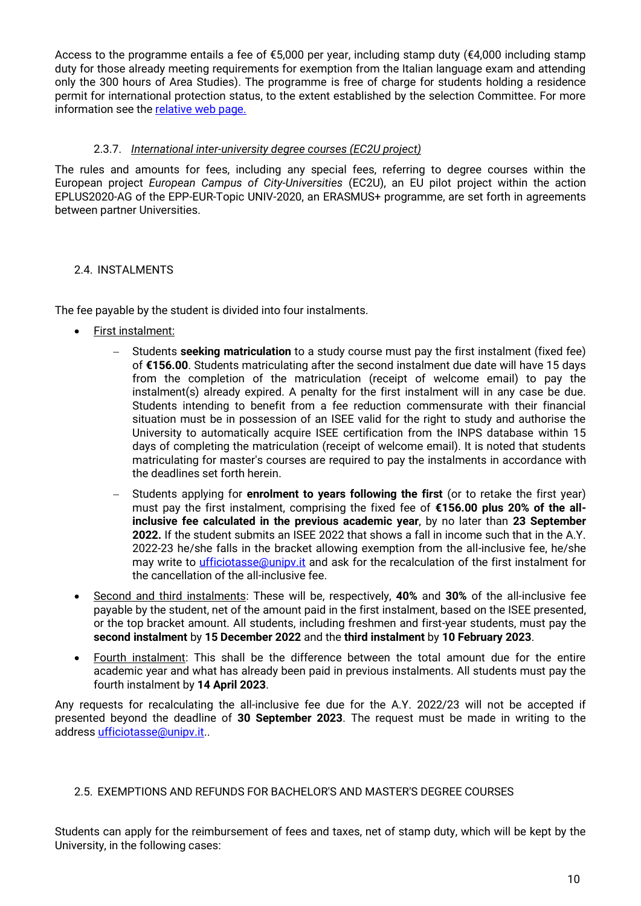Access to the programme entails a fee of €5,000 per year, including stamp duty (€4,000 including stamp duty for those already meeting requirements for exemption from the Italian language exam and attending only the 300 hours of Area Studies). The programme is free of charge for students holding a residence permit for international protection status, to the extent established by the selection Committee. For more information see the relative web page.

#### 2.3.7. *International inter-university degree courses (EC2U project)*

The rules and amounts for fees, including any special fees, referring to degree courses within the European project *European Campus of City-Universities* (EC2U), an EU pilot project within the action EPLUS2020-AG of the EPP-EUR-Topic UNIV-2020, an ERASMUS+ programme, are set forth in agreements between partner Universities.

### 2.4. INSTALMENTS

The fee payable by the student is divided into four instalments.

- First instalment:
  - Students **seeking matriculation** to a study course must pay the first instalment (fixed fee) of **€156.00**. Students matriculating after the second instalment due date will have 15 days from the completion of the matriculation (receipt of welcome email) to pay the instalment(s) already expired. A penalty for the first instalment will in any case be due. Students intending to benefit from a fee reduction commensurate with their financial situation must be in possession of an ISEE valid for the right to study and authorise the University to automatically acquire ISEE certification from the INPS database within 15 days of completing the matriculation (receipt of welcome email). It is noted that students matriculating for master's courses are required to pay the instalments in accordance with the deadlines set forth herein.
  - Students applying for **enrolment to years following the first** (or to retake the first year) must pay the first instalment, comprising the fixed fee of **€156.00 plus 20% of the all-inclusive fee calculated in the previous academic year**, by no later than **23 September 2022.** If the student submits an ISEE 2022 that shows a fall in income such that in the A.Y. 2022-23 he/she falls in the bracket allowing exemption from the all-inclusive fee, he/she may write to ufficiotasse@unipv.it and ask for the recalculation of the first instalment for the cancellation of the all-inclusive fee.
- Second and third instalments: These will be, respectively, **40%** and **30%** of the all-inclusive fee payable by the student, net of the amount paid in the first instalment, based on the ISEE presented, or the top bracket amount. All students, including freshmen and first-year students, must pay the **second instalment** by **15 December 2022** and the **third instalment** by **10 February 2023**.
- Fourth instalment: This shall be the difference between the total amount due for the entire academic year and what has already been paid in previous instalments. All students must pay the fourth instalment by **14 April 2023**.

Any requests for recalculating the all-inclusive fee due for the A.Y. 2022/23 will not be accepted if presented beyond the deadline of **30 September 2023**. The request must be made in writing to the address ufficiotasse@unipv.it..

### 2.5. EXEMPTIONS AND REFUNDS FOR BACHELOR'S AND MASTER'S DEGREE COURSES

Students can apply for the reimbursement of fees and taxes, net of stamp duty, which will be kept by the University, in the following cases: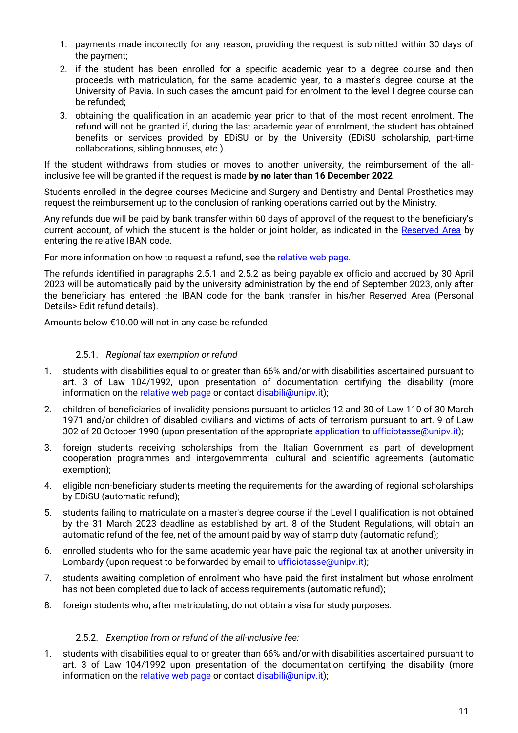1. payments made incorrectly for any reason, providing the request is submitted within 30 days of the payment;
2. if the student has been enrolled for a specific academic year to a degree course and then proceeds with matriculation, for the same academic year, to a master's degree course at the University of Pavia. In such cases the amount paid for enrolment to the level I degree course can be refunded;
3. obtaining the qualification in an academic year prior to that of the most recent enrolment. The refund will not be granted if, during the last academic year of enrolment, the student has obtained benefits or services provided by EDiSU or by the University (EDiSU scholarship, part-time collaborations, sibling bonuses, etc.).

If the student withdraws from studies or moves to another university, the reimbursement of the all-inclusive fee will be granted if the request is made **by no later than 16 December 2022**.

Students enrolled in the degree courses Medicine and Surgery and Dentistry and Dental Prosthetics may request the reimbursement up to the conclusion of ranking operations carried out by the Ministry.

Any refunds due will be paid by bank transfer within 60 days of approval of the request to the beneficiary's current account, of which the student is the holder or joint holder, as indicated in the [Reserved Area] by entering the relative IBAN code.

For more information on how to request a refund, see the [relative web page].

The refunds identified in paragraphs 2.5.1 and 2.5.2 as being payable ex officio and accrued by 30 April 2023 will be automatically paid by the university administration by the end of September 2023, only after the beneficiary has entered the IBAN code for the bank transfer in his/her Reserved Area (Personal Details> Edit refund details).

Amounts below €10.00 will not in any case be refunded.

#### 2.5.1. *Regional tax exemption or refund*

1. students with disabilities equal to or greater than 66% and/or with disabilities ascertained pursuant to art. 3 of Law 104/1992, upon presentation of documentation certifying the disability (more information on the [relative web page] or contact disabili@unipv.it);
2. children of beneficiaries of invalidity pensions pursuant to articles 12 and 30 of Law 110 of 30 March 1971 and/or children of disabled civilians and victims of acts of terrorism pursuant to art. 9 of Law 302 of 20 October 1990 (upon presentation of the appropriate [application] to ufficiotasse@unipv.it);
3. foreign students receiving scholarships from the Italian Government as part of development cooperation programmes and intergovernmental cultural and scientific agreements (automatic exemption);
4. eligible non-beneficiary students meeting the requirements for the awarding of regional scholarships by EDiSU (automatic refund);
5. students failing to matriculate on a master's degree course if the Level I qualification is not obtained by the 31 March 2023 deadline as established by art. 8 of the Student Regulations, will obtain an automatic refund of the fee, net of the amount paid by way of stamp duty (automatic refund);
6. enrolled students who for the same academic year have paid the regional tax at another university in Lombardy (upon request to be forwarded by email to ufficiotasse@unipv.it);
7. students awaiting completion of enrolment who have paid the first instalment but whose enrolment has not been completed due to lack of access requirements (automatic refund);
8. foreign students who, after matriculating, do not obtain a visa for study purposes.

#### 2.5.2. *Exemption from or refund of the all-inclusive fee:*

1. students with disabilities equal to or greater than 66% and/or with disabilities ascertained pursuant to art. 3 of Law 104/1992 upon presentation of the documentation certifying the disability (more information on the [relative web page] or contact disabili@unipv.it);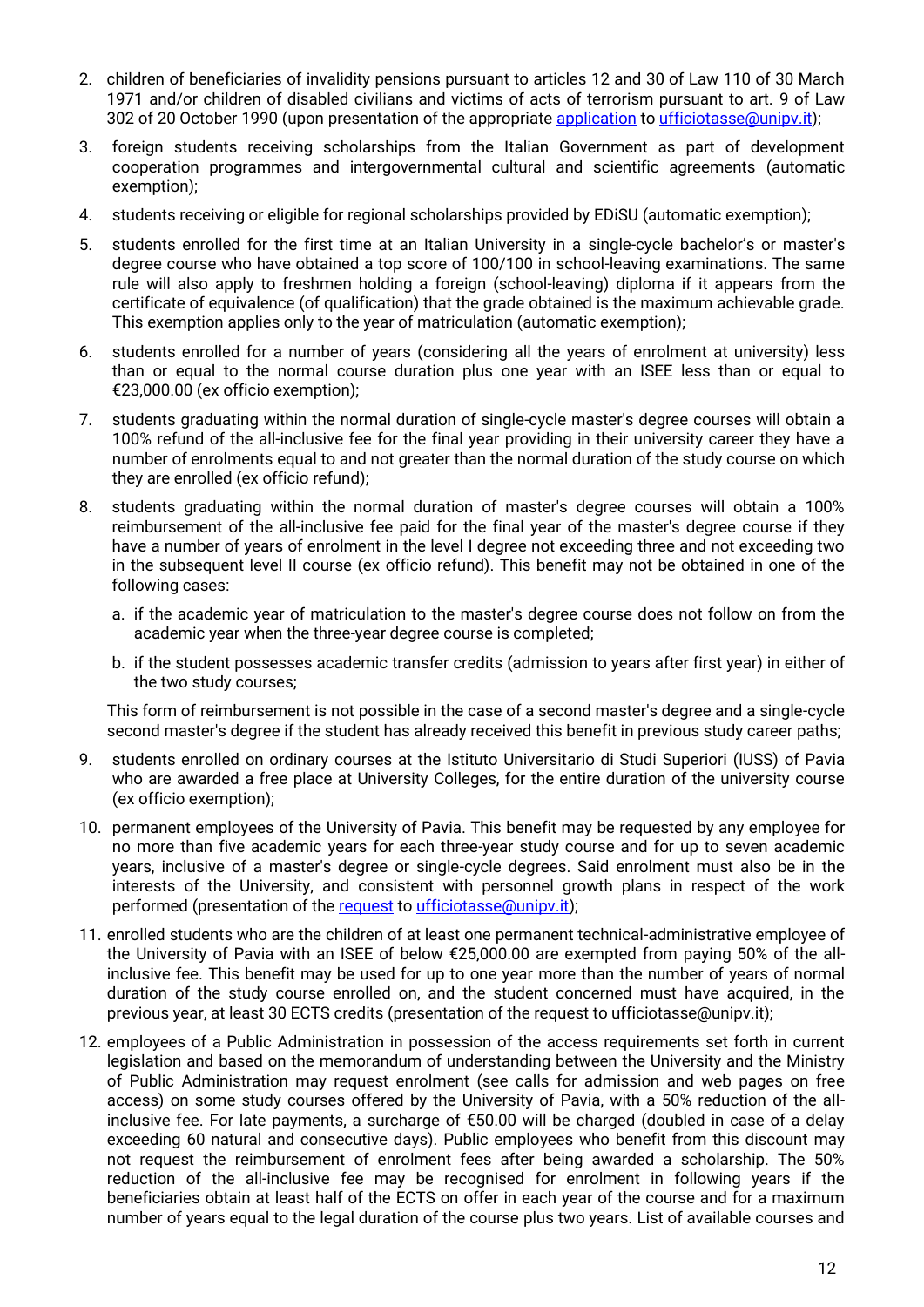2. children of beneficiaries of invalidity pensions pursuant to articles 12 and 30 of Law 110 of 30 March 1971 and/or children of disabled civilians and victims of acts of terrorism pursuant to art. 9 of Law 302 of 20 October 1990 (upon presentation of the appropriate application to ufficiotasse@unipv.it);

3. foreign students receiving scholarships from the Italian Government as part of development cooperation programmes and intergovernmental cultural and scientific agreements (automatic exemption);

4. students receiving or eligible for regional scholarships provided by EDiSU (automatic exemption);

5. students enrolled for the first time at an Italian University in a single-cycle bachelor's or master's degree course who have obtained a top score of 100/100 in school-leaving examinations. The same rule will also apply to freshmen holding a foreign (school-leaving) diploma if it appears from the certificate of equivalence (of qualification) that the grade obtained is the maximum achievable grade. This exemption applies only to the year of matriculation (automatic exemption);

6. students enrolled for a number of years (considering all the years of enrolment at university) less than or equal to the normal course duration plus one year with an ISEE less than or equal to €23,000.00 (ex officio exemption);

7. students graduating within the normal duration of single-cycle master's degree courses will obtain a 100% refund of the all-inclusive fee for the final year providing in their university career they have a number of enrolments equal to and not greater than the normal duration of the study course on which they are enrolled (ex officio refund);

8. students graduating within the normal duration of master's degree courses will obtain a 100% reimbursement of the all-inclusive fee paid for the final year of the master's degree course if they have a number of years of enrolment in the level I degree not exceeding three and not exceeding two in the subsequent level II course (ex officio refund). This benefit may not be obtained in one of the following cases:

   a. if the academic year of matriculation to the master's degree course does not follow on from the academic year when the three-year degree course is completed;

   b. if the student possesses academic transfer credits (admission to years after first year) in either of the two study courses;

   This form of reimbursement is not possible in the case of a second master's degree and a single-cycle second master's degree if the student has already received this benefit in previous study career paths;

9. students enrolled on ordinary courses at the Istituto Universitario di Studi Superiori (IUSS) of Pavia who are awarded a free place at University Colleges, for the entire duration of the university course (ex officio exemption);

10. permanent employees of the University of Pavia. This benefit may be requested by any employee for no more than five academic years for each three-year study course and for up to seven academic years, inclusive of a master's degree or single-cycle degrees. Said enrolment must also be in the interests of the University, and consistent with personnel growth plans in respect of the work performed (presentation of the request to ufficiotasse@unipv.it);

11. enrolled students who are the children of at least one permanent technical-administrative employee of the University of Pavia with an ISEE of below €25,000.00 are exempted from paying 50% of the all-inclusive fee. This benefit may be used for up to one year more than the number of years of normal duration of the study course enrolled on, and the student concerned must have acquired, in the previous year, at least 30 ECTS credits (presentation of the request to ufficiotasse@unipv.it);

12. employees of a Public Administration in possession of the access requirements set forth in current legislation and based on the memorandum of understanding between the University and the Ministry of Public Administration may request enrolment (see calls for admission and web pages on free access) on some study courses offered by the University of Pavia, with a 50% reduction of the all-inclusive fee. For late payments, a surcharge of €50.00 will be charged (doubled in case of a delay exceeding 60 natural and consecutive days). Public employees who benefit from this discount may not request the reimbursement of enrolment fees after being awarded a scholarship. The 50% reduction of the all-inclusive fee may be recognised for enrolment in following years if the beneficiaries obtain at least half of the ECTS on offer in each year of the course and for a maximum number of years equal to the legal duration of the course plus two years. List of available courses and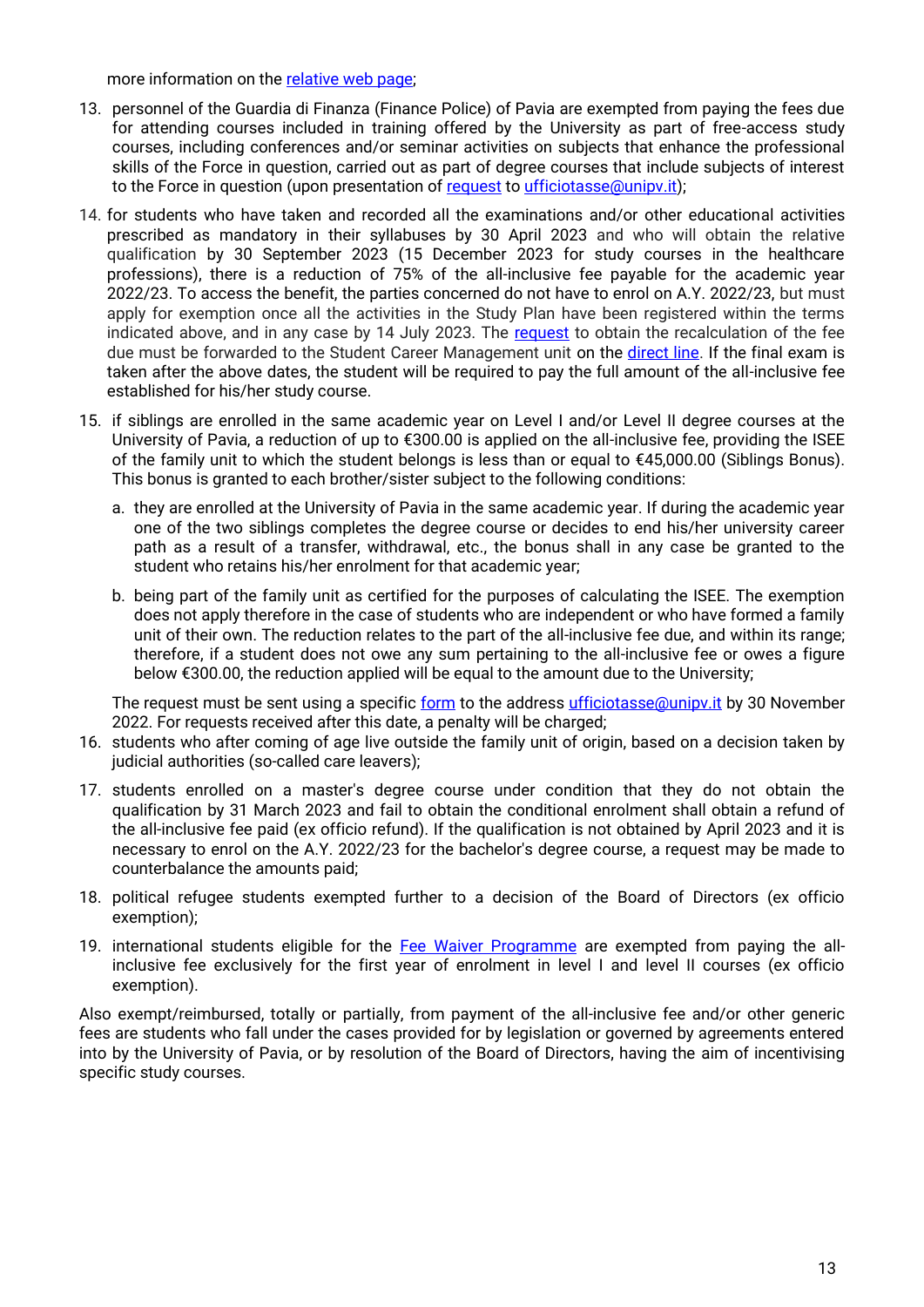more information on the relative web page;

13. personnel of the Guardia di Finanza (Finance Police) of Pavia are exempted from paying the fees due for attending courses included in training offered by the University as part of free-access study courses, including conferences and/or seminar activities on subjects that enhance the professional skills of the Force in question, carried out as part of degree courses that include subjects of interest to the Force in question (upon presentation of request to ufficiotasse@unipv.it);
14. for students who have taken and recorded all the examinations and/or other educational activities prescribed as mandatory in their syllabuses by 30 April 2023 and who will obtain the relative qualification by 30 September 2023 (15 December 2023 for study courses in the healthcare professions), there is a reduction of 75% of the all-inclusive fee payable for the academic year 2022/23. To access the benefit, the parties concerned do not have to enrol on A.Y. 2022/23, but must apply for exemption once all the activities in the Study Plan have been registered within the terms indicated above, and in any case by 14 July 2023. The request to obtain the recalculation of the fee due must be forwarded to the Student Career Management unit on the direct line. If the final exam is taken after the above dates, the student will be required to pay the full amount of the all-inclusive fee established for his/her study course.
15. if siblings are enrolled in the same academic year on Level I and/or Level II degree courses at the University of Pavia, a reduction of up to €300.00 is applied on the all-inclusive fee, providing the ISEE of the family unit to which the student belongs is less than or equal to €45,000.00 (Siblings Bonus). This bonus is granted to each brother/sister subject to the following conditions:
    a. they are enrolled at the University of Pavia in the same academic year. If during the academic year one of the two siblings completes the degree course or decides to end his/her university career path as a result of a transfer, withdrawal, etc., the bonus shall in any case be granted to the student who retains his/her enrolment for that academic year;
    b. being part of the family unit as certified for the purposes of calculating the ISEE. The exemption does not apply therefore in the case of students who are independent or who have formed a family unit of their own. The reduction relates to the part of the all-inclusive fee due, and within its range; therefore, if a student does not owe any sum pertaining to the all-inclusive fee or owes a figure below €300.00, the reduction applied will be equal to the amount due to the University;

    The request must be sent using a specific form to the address ufficiotasse@unipv.it by 30 November 2022. For requests received after this date, a penalty will be charged;
16. students who after coming of age live outside the family unit of origin, based on a decision taken by judicial authorities (so-called care leavers);
17. students enrolled on a master's degree course under condition that they do not obtain the qualification by 31 March 2023 and fail to obtain the conditional enrolment shall obtain a refund of the all-inclusive fee paid (ex officio refund). If the qualification is not obtained by April 2023 and it is necessary to enrol on the A.Y. 2022/23 for the bachelor's degree course, a request may be made to counterbalance the amounts paid;
18. political refugee students exempted further to a decision of the Board of Directors (ex officio exemption);
19. international students eligible for the Fee Waiver Programme are exempted from paying the all-inclusive fee exclusively for the first year of enrolment in level I and level II courses (ex officio exemption).

Also exempt/reimbursed, totally or partially, from payment of the all-inclusive fee and/or other generic fees are students who fall under the cases provided for by legislation or governed by agreements entered into by the University of Pavia, or by resolution of the Board of Directors, having the aim of incentivising specific study courses.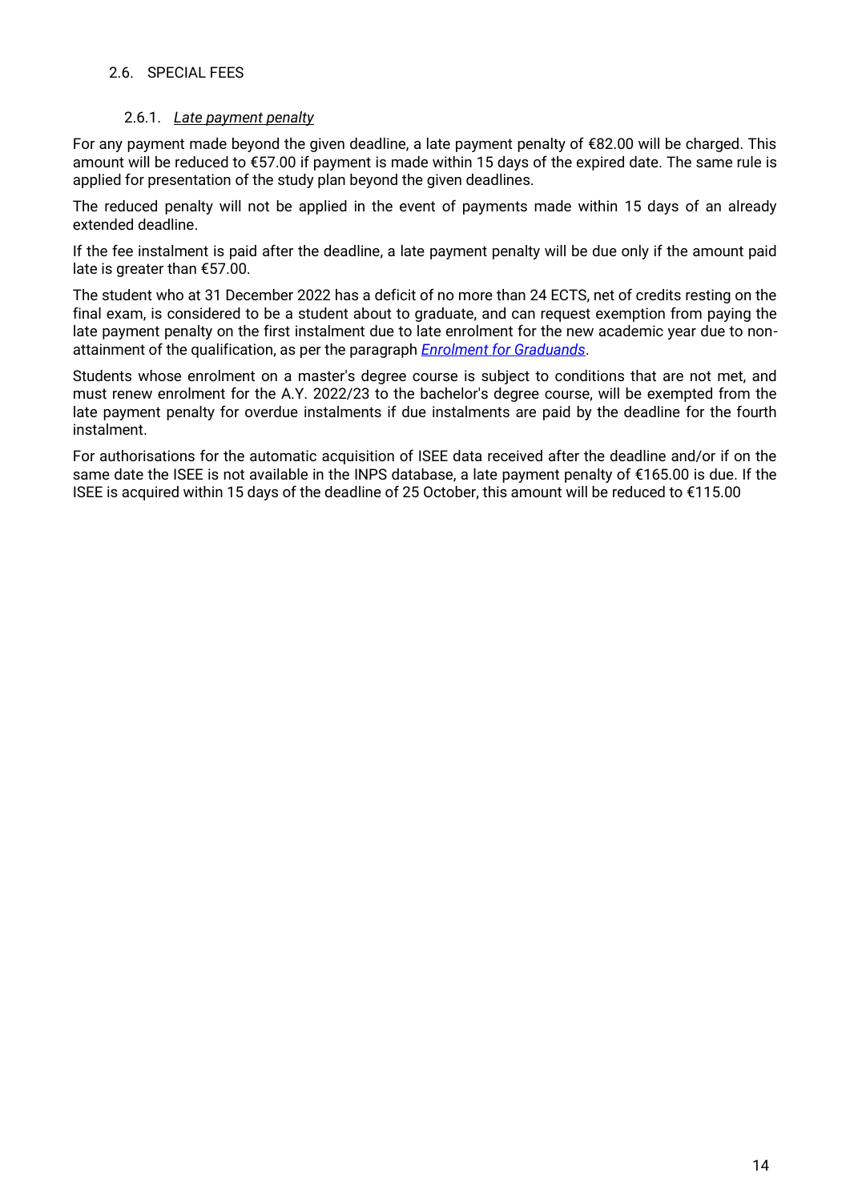## 2.6. SPECIAL FEES

### 2.6.1. *Late payment penalty*

For any payment made beyond the given deadline, a late payment penalty of €82.00 will be charged. This amount will be reduced to €57.00 if payment is made within 15 days of the expired date. The same rule is applied for presentation of the study plan beyond the given deadlines.

The reduced penalty will not be applied in the event of payments made within 15 days of an already extended deadline.

If the fee instalment is paid after the deadline, a late payment penalty will be due only if the amount paid late is greater than €57.00.

The student who at 31 December 2022 has a deficit of no more than 24 ECTS, net of credits resting on the final exam, is considered to be a student about to graduate, and can request exemption from paying the late payment penalty on the first instalment due to late enrolment for the new academic year due to non-attainment of the qualification, as per the paragraph *Enrolment for Graduands*.

Students whose enrolment on a master's degree course is subject to conditions that are not met, and must renew enrolment for the A.Y. 2022/23 to the bachelor's degree course, will be exempted from the late payment penalty for overdue instalments if due instalments are paid by the deadline for the fourth instalment.

For authorisations for the automatic acquisition of ISEE data received after the deadline and/or if on the same date the ISEE is not available in the INPS database, a late payment penalty of €165.00 is due. If the ISEE is acquired within 15 days of the deadline of 25 October, this amount will be reduced to €115.00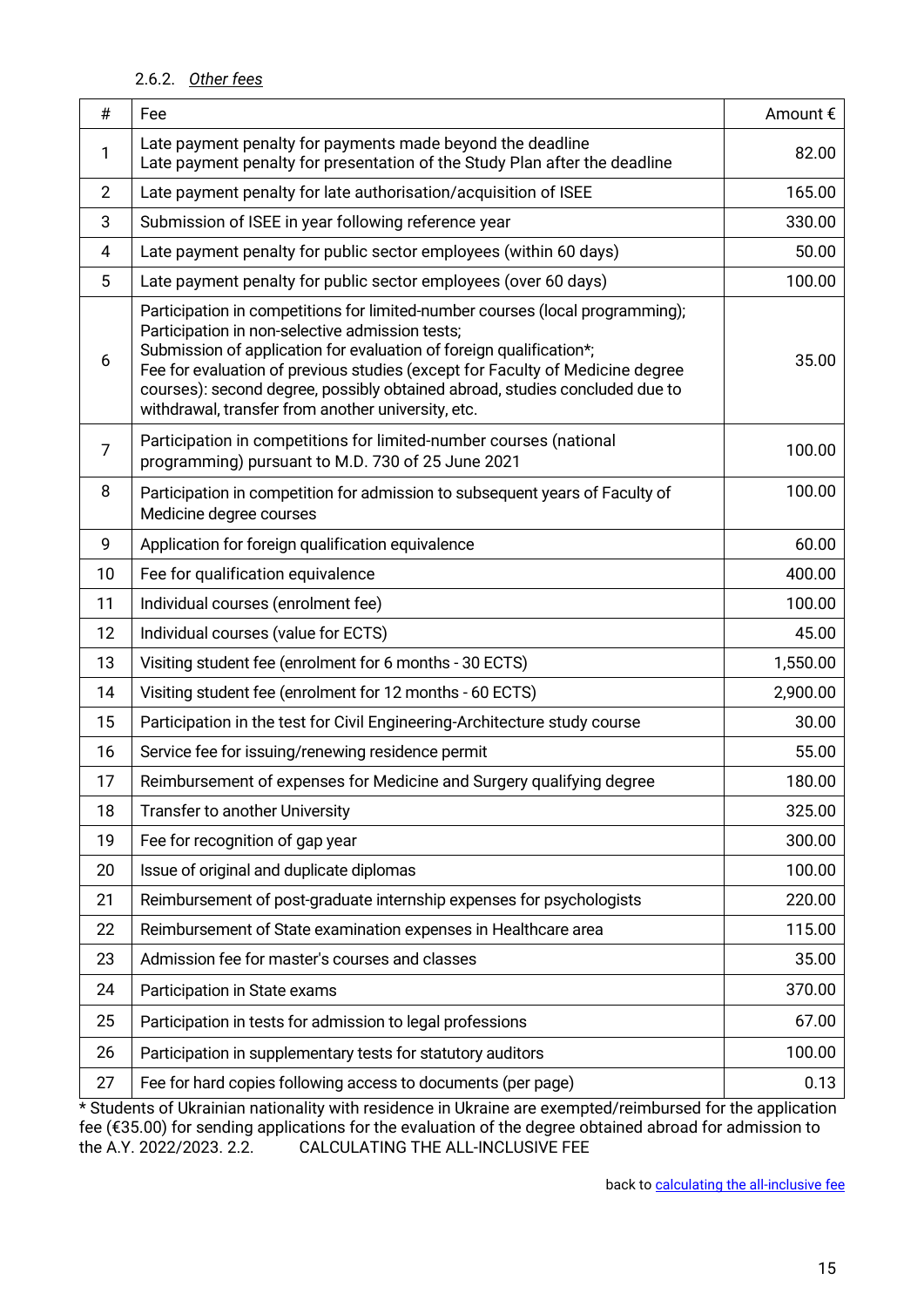#### 2.6.2. *Other fees*

| # | Fee | Amount € |
|---|---|---|
| 1 | Late payment penalty for payments made beyond the deadline<br>Late payment penalty for presentation of the Study Plan after the deadline | 82.00 |
| 2 | Late payment penalty for late authorisation/acquisition of ISEE | 165.00 |
| 3 | Submission of ISEE in year following reference year | 330.00 |
| 4 | Late payment penalty for public sector employees (within 60 days) | 50.00 |
| 5 | Late payment penalty for public sector employees (over 60 days) | 100.00 |
| 6 | Participation in competitions for limited-number courses (local programming);<br>Participation in non-selective admission tests;<br>Submission of application for evaluation of foreign qualification*;<br>Fee for evaluation of previous studies (except for Faculty of Medicine degree courses): second degree, possibly obtained abroad, studies concluded due to withdrawal, transfer from another university, etc. | 35.00 |
| 7 | Participation in competitions for limited-number courses (national programming) pursuant to M.D. 730 of 25 June 2021 | 100.00 |
| 8 | Participation in competition for admission to subsequent years of Faculty of Medicine degree courses | 100.00 |
| 9 | Application for foreign qualification equivalence | 60.00 |
| 10 | Fee for qualification equivalence | 400.00 |
| 11 | Individual courses (enrolment fee) | 100.00 |
| 12 | Individual courses (value for ECTS) | 45.00 |
| 13 | Visiting student fee (enrolment for 6 months - 30 ECTS) | 1,550.00 |
| 14 | Visiting student fee (enrolment for 12 months - 60 ECTS) | 2,900.00 |
| 15 | Participation in the test for Civil Engineering-Architecture study course | 30.00 |
| 16 | Service fee for issuing/renewing residence permit | 55.00 |
| 17 | Reimbursement of expenses for Medicine and Surgery qualifying degree | 180.00 |
| 18 | Transfer to another University | 325.00 |
| 19 | Fee for recognition of gap year | 300.00 |
| 20 | Issue of original and duplicate diplomas | 100.00 |
| 21 | Reimbursement of post-graduate internship expenses for psychologists | 220.00 |
| 22 | Reimbursement of State examination expenses in Healthcare area | 115.00 |
| 23 | Admission fee for master's courses and classes | 35.00 |
| 24 | Participation in State exams | 370.00 |
| 25 | Participation in tests for admission to legal professions | 67.00 |
| 26 | Participation in supplementary tests for statutory auditors | 100.00 |
| 27 | Fee for hard copies following access to documents (per page) | 0.13 |

* Students of Ukrainian nationality with residence in Ukraine are exempted/reimbursed for the application fee (€35.00) for sending applications for the evaluation of the degree obtained abroad for admission to the A.Y. 2022/2023. 2.2. CALCULATING THE ALL-INCLUSIVE FEE

back to calculating the all-inclusive fee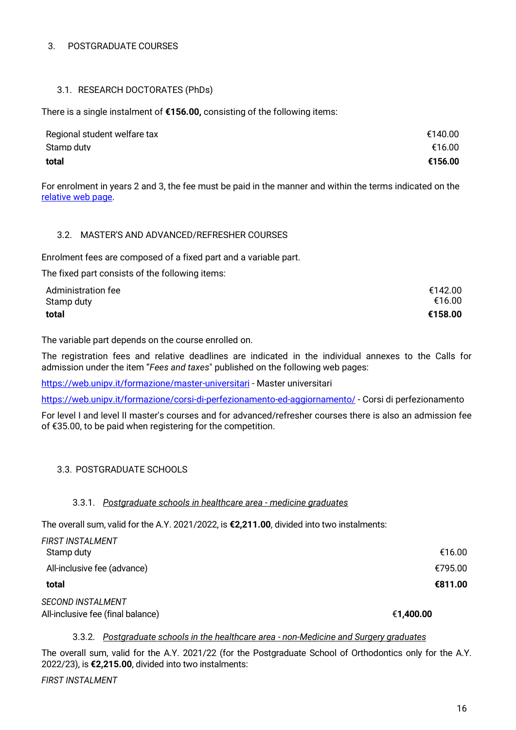## 3. POSTGRADUATE COURSES

### 3.1. RESEARCH DOCTORATES (PhDs)

There is a single instalment of **€156.00,** consisting of the following items:

| | |
|---|---|
| Regional student welfare tax | €140.00 |
| Stamp duty | €16.00 |
| **total** | **€156.00** |

For enrolment in years 2 and 3, the fee must be paid in the manner and within the terms indicated on the [relative web page](relative web page).

### 3.2. MASTER'S AND ADVANCED/REFRESHER COURSES

Enrolment fees are composed of a fixed part and a variable part.

The fixed part consists of the following items:

| | |
|---|---|
| Administration fee | €142.00 |
| Stamp duty | €16.00 |
| **total** | **€158.00** |

The variable part depends on the course enrolled on.

The registration fees and relative deadlines are indicated in the individual annexes to the Calls for admission under the item "*Fees and taxes*" published on the following web pages:

https://web.unipv.it/formazione/master-universitari - Master universitari

https://web.unipv.it/formazione/corsi-di-perfezionamento-ed-aggiornamento/ - Corsi di perfezionamento

For level I and level II master's courses and for advanced/refresher courses there is also an admission fee of €35.00, to be paid when registering for the competition.

### 3.3. POSTGRADUATE SCHOOLS

#### 3.3.1. *Postgraduate schools in healthcare area - medicine graduates*

The overall sum, valid for the A.Y. 2021/2022, is **€2,211.00**, divided into two instalments:

*FIRST INSTALMENT*

| | |
|---|---|
| Stamp duty | €16.00 |
| All-inclusive fee (advance) | €795.00 |
| **total** | **€811.00** |

*SECOND INSTALMENT*

| | |
|---|---|
| All-inclusive fee (final balance) | €**1,400.00** |

#### 3.3.2. *Postgraduate schools in the healthcare area - non-Medicine and Surgery graduates*

The overall sum, valid for the A.Y. 2021/22 (for the Postgraduate School of Orthodontics only for the A.Y. 2022/23), is **€2,215.00**, divided into two instalments:

*FIRST INSTALMENT*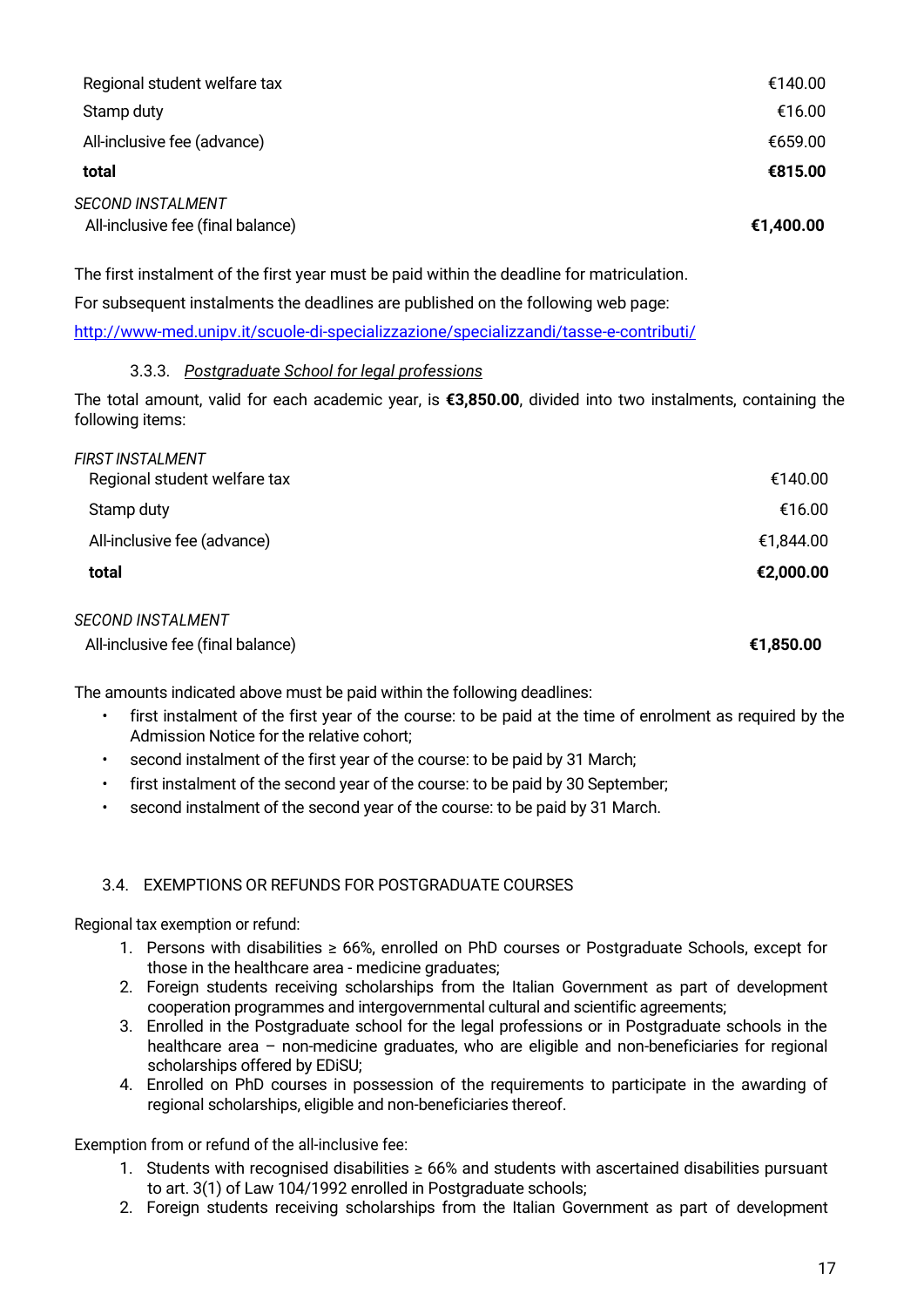| | |
|---|---|
| Regional student welfare tax | €140.00 |
| Stamp duty | €16.00 |
| All-inclusive fee (advance) | €659.00 |
| **total** | **€815.00** |

*SECOND INSTALMENT*

| | |
|---|---|
| All-inclusive fee (final balance) | **€1,400.00** |

The first instalment of the first year must be paid within the deadline for matriculation.

For subsequent instalments the deadlines are published on the following web page:

http://www-med.unipv.it/scuole-di-specializzazione/specializzandi/tasse-e-contributi/

#### 3.3.3. *Postgraduate School for legal professions*

The total amount, valid for each academic year, is **€3,850.00**, divided into two instalments, containing the following items:

*FIRST INSTALMENT*

| | |
|---|---|
| Regional student welfare tax | €140.00 |
| Stamp duty | €16.00 |
| All-inclusive fee (advance) | €1,844.00 |
| **total** | **€2,000.00** |

*SECOND INSTALMENT*

| | |
|---|---|
| All-inclusive fee (final balance) | **€1,850.00** |

The amounts indicated above must be paid within the following deadlines:

- first instalment of the first year of the course: to be paid at the time of enrolment as required by the Admission Notice for the relative cohort;
- second instalment of the first year of the course: to be paid by 31 March;
- first instalment of the second year of the course: to be paid by 30 September;
- second instalment of the second year of the course: to be paid by 31 March.

### 3.4. EXEMPTIONS OR REFUNDS FOR POSTGRADUATE COURSES

Regional tax exemption or refund:

1. Persons with disabilities ≥ 66%, enrolled on PhD courses or Postgraduate Schools, except for those in the healthcare area - medicine graduates;
2. Foreign students receiving scholarships from the Italian Government as part of development cooperation programmes and intergovernmental cultural and scientific agreements;
3. Enrolled in the Postgraduate school for the legal professions or in Postgraduate schools in the healthcare area – non-medicine graduates, who are eligible and non-beneficiaries for regional scholarships offered by EDiSU;
4. Enrolled on PhD courses in possession of the requirements to participate in the awarding of regional scholarships, eligible and non-beneficiaries thereof.

Exemption from or refund of the all-inclusive fee:

1. Students with recognised disabilities ≥ 66% and students with ascertained disabilities pursuant to art. 3(1) of Law 104/1992 enrolled in Postgraduate schools;
2. Foreign students receiving scholarships from the Italian Government as part of development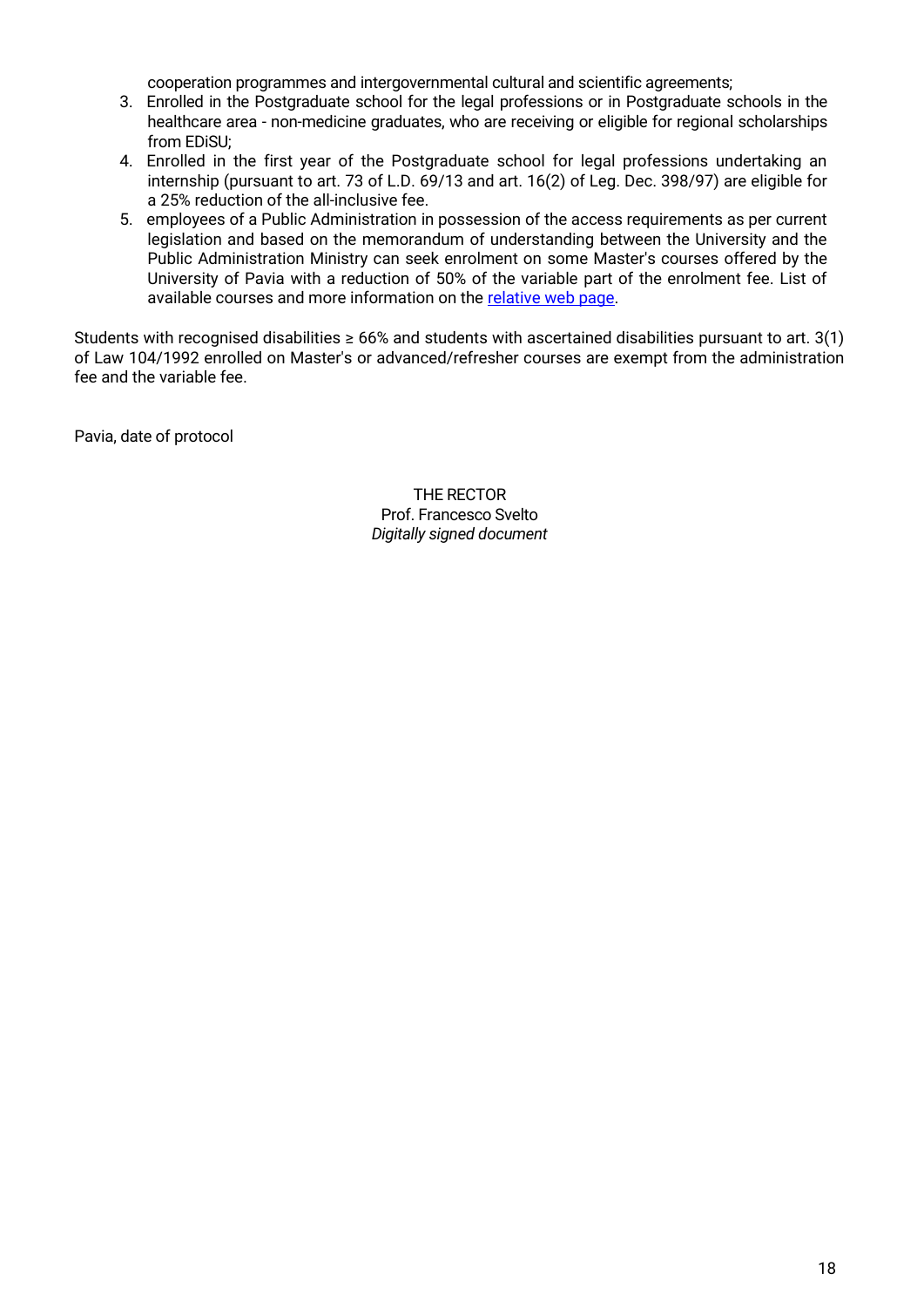cooperation programmes and intergovernmental cultural and scientific agreements;

3. Enrolled in the Postgraduate school for the legal professions or in Postgraduate schools in the healthcare area - non-medicine graduates, who are receiving or eligible for regional scholarships from EDiSU;
4. Enrolled in the first year of the Postgraduate school for legal professions undertaking an internship (pursuant to art. 73 of L.D. 69/13 and art. 16(2) of Leg. Dec. 398/97) are eligible for a 25% reduction of the all-inclusive fee.
5. employees of a Public Administration in possession of the access requirements as per current legislation and based on the memorandum of understanding between the University and the Public Administration Ministry can seek enrolment on some Master's courses offered by the University of Pavia with a reduction of 50% of the variable part of the enrolment fee. List of available courses and more information on the relative web page.

Students with recognised disabilities ≥ 66% and students with ascertained disabilities pursuant to art. 3(1) of Law 104/1992 enrolled on Master's or advanced/refresher courses are exempt from the administration fee and the variable fee.

Pavia, date of protocol

THE RECTOR
Prof. Francesco Svelto
*Digitally signed document*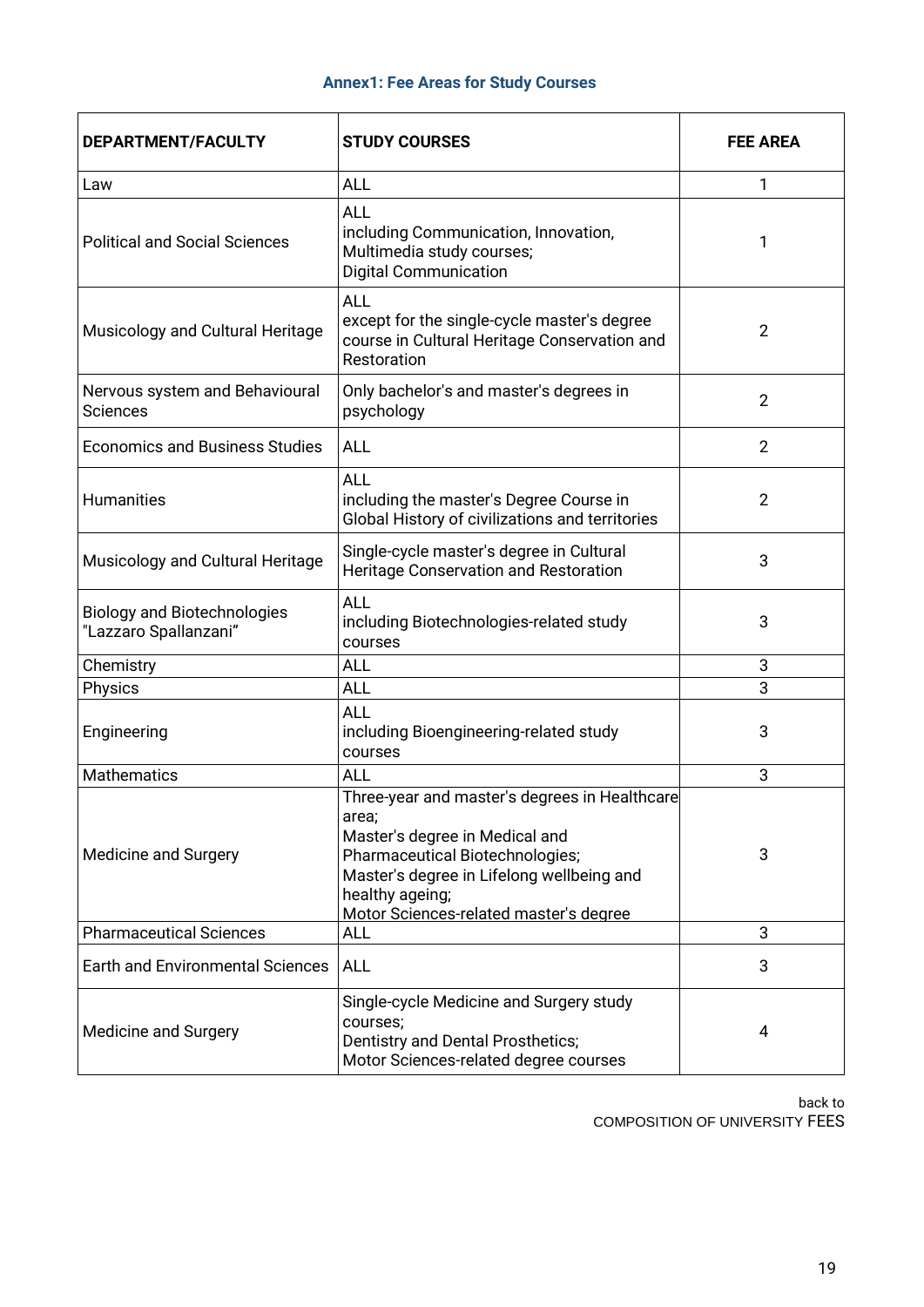### Annex1: Fee Areas for Study Courses

| DEPARTMENT/FACULTY | STUDY COURSES | FEE AREA |
|---|---|---|
| Law | ALL | 1 |
| Political and Social Sciences | ALL<br>including Communication, Innovation, Multimedia study courses;<br>Digital Communication | 1 |
| Musicology and Cultural Heritage | ALL<br>except for the single-cycle master's degree course in Cultural Heritage Conservation and Restoration | 2 |
| Nervous system and Behavioural Sciences | Only bachelor's and master's degrees in psychology | 2 |
| Economics and Business Studies | ALL | 2 |
| Humanities | ALL<br>including the master's Degree Course in Global History of civilizations and territories | 2 |
| Musicology and Cultural Heritage | Single-cycle master's degree in Cultural Heritage Conservation and Restoration | 3 |
| Biology and Biotechnologies "Lazzaro Spallanzani" | ALL<br>including Biotechnologies-related study courses | 3 |
| Chemistry | ALL | 3 |
| Physics | ALL | 3 |
| Engineering | ALL<br>including Bioengineering-related study courses | 3 |
| Mathematics | ALL | 3 |
| Medicine and Surgery | Three-year and master's degrees in Healthcare area;<br>Master's degree in Medical and Pharmaceutical Biotechnologies;<br>Master's degree in Lifelong wellbeing and healthy ageing;<br>Motor Sciences-related master's degree | 3 |
| Pharmaceutical Sciences | ALL | 3 |
| Earth and Environmental Sciences | ALL | 3 |
| Medicine and Surgery | Single-cycle Medicine and Surgery study courses;<br>Dentistry and Dental Prosthetics;<br>Motor Sciences-related degree courses | 4 |

back to
COMPOSITION OF UNIVERSITY FEES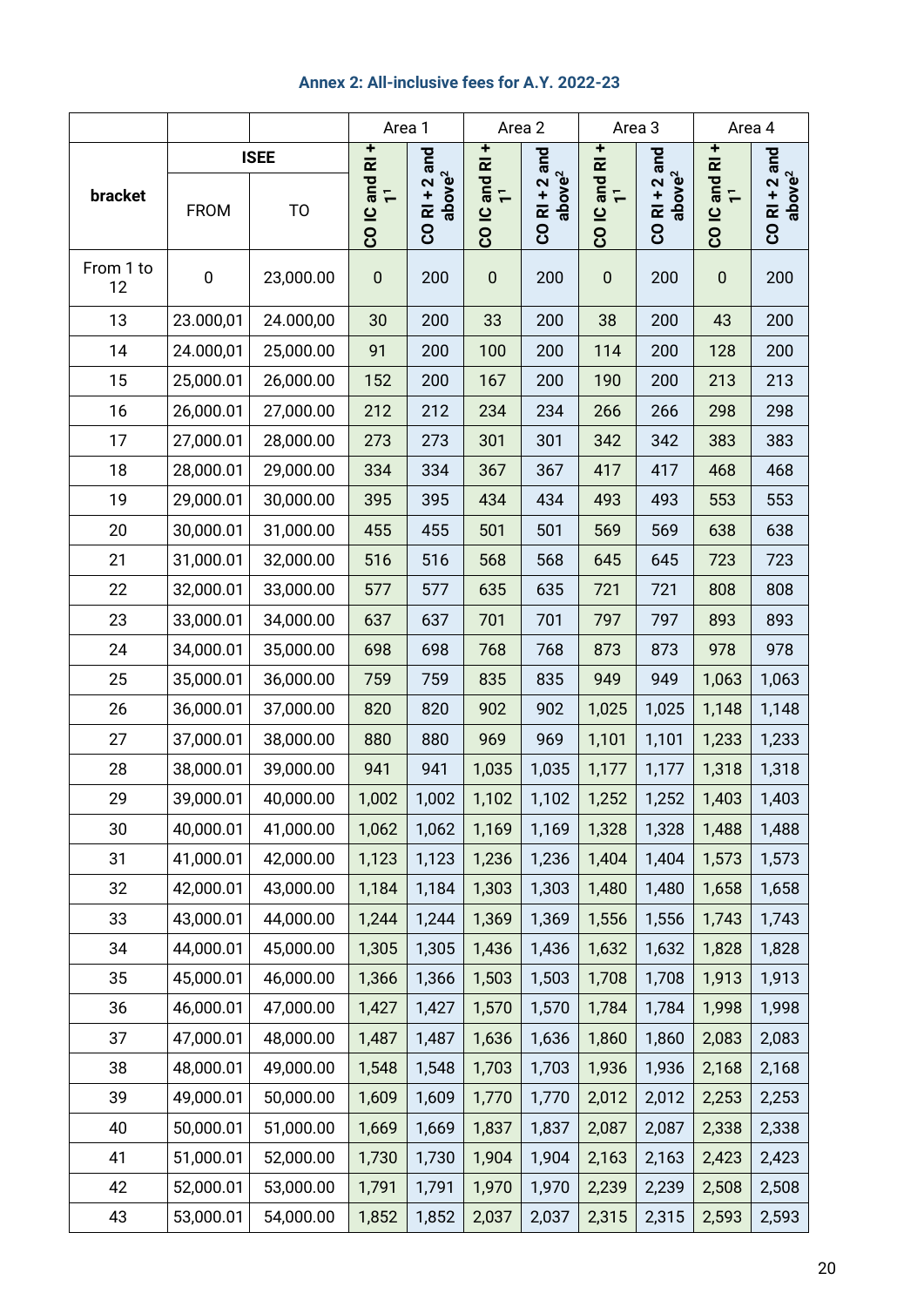## Annex 2: All-inclusive fees for A.Y. 2022-23

| bracket | ISEE | | Area 1 | | Area 2 | | Area 3 | | Area 4 | |
|---|---|---|---|---|---|---|---|---|---|---|
| | FROM | TO | CO IC and RI + 1[1] | CO RI + 2 and above[2] | CO IC and RI + 1[1] | CO RI + 2 and above[2] | CO IC and RI + 1[1] | CO RI + 2 and above[2] | CO IC and RI + 1[1] | CO RI + 2 and above[2] |
| From 1 to 12 | 0 | 23,000.00 | 0 | 200 | 0 | 200 | 0 | 200 | 0 | 200 |
| 13 | 23.000,01 | 24.000,00 | 30 | 200 | 33 | 200 | 38 | 200 | 43 | 200 |
| 14 | 24.000,01 | 25,000.00 | 91 | 200 | 100 | 200 | 114 | 200 | 128 | 200 |
| 15 | 25,000.01 | 26,000.00 | 152 | 200 | 167 | 200 | 190 | 200 | 213 | 213 |
| 16 | 26,000.01 | 27,000.00 | 212 | 212 | 234 | 234 | 266 | 266 | 298 | 298 |
| 17 | 27,000.01 | 28,000.00 | 273 | 273 | 301 | 301 | 342 | 342 | 383 | 383 |
| 18 | 28,000.01 | 29,000.00 | 334 | 334 | 367 | 367 | 417 | 417 | 468 | 468 |
| 19 | 29,000.01 | 30,000.00 | 395 | 395 | 434 | 434 | 493 | 493 | 553 | 553 |
| 20 | 30,000.01 | 31,000.00 | 455 | 455 | 501 | 501 | 569 | 569 | 638 | 638 |
| 21 | 31,000.01 | 32,000.00 | 516 | 516 | 568 | 568 | 645 | 645 | 723 | 723 |
| 22 | 32,000.01 | 33,000.00 | 577 | 577 | 635 | 635 | 721 | 721 | 808 | 808 |
| 23 | 33,000.01 | 34,000.00 | 637 | 637 | 701 | 701 | 797 | 797 | 893 | 893 |
| 24 | 34,000.01 | 35,000.00 | 698 | 698 | 768 | 768 | 873 | 873 | 978 | 978 |
| 25 | 35,000.01 | 36,000.00 | 759 | 759 | 835 | 835 | 949 | 949 | 1,063 | 1,063 |
| 26 | 36,000.01 | 37,000.00 | 820 | 820 | 902 | 902 | 1,025 | 1,025 | 1,148 | 1,148 |
| 27 | 37,000.01 | 38,000.00 | 880 | 880 | 969 | 969 | 1,101 | 1,101 | 1,233 | 1,233 |
| 28 | 38,000.01 | 39,000.00 | 941 | 941 | 1,035 | 1,035 | 1,177 | 1,177 | 1,318 | 1,318 |
| 29 | 39,000.01 | 40,000.00 | 1,002 | 1,002 | 1,102 | 1,102 | 1,252 | 1,252 | 1,403 | 1,403 |
| 30 | 40,000.01 | 41,000.00 | 1,062 | 1,062 | 1,169 | 1,169 | 1,328 | 1,328 | 1,488 | 1,488 |
| 31 | 41,000.01 | 42,000.00 | 1,123 | 1,123 | 1,236 | 1,236 | 1,404 | 1,404 | 1,573 | 1,573 |
| 32 | 42,000.01 | 43,000.00 | 1,184 | 1,184 | 1,303 | 1,303 | 1,480 | 1,480 | 1,658 | 1,658 |
| 33 | 43,000.01 | 44,000.00 | 1,244 | 1,244 | 1,369 | 1,369 | 1,556 | 1,556 | 1,743 | 1,743 |
| 34 | 44,000.01 | 45,000.00 | 1,305 | 1,305 | 1,436 | 1,436 | 1,632 | 1,632 | 1,828 | 1,828 |
| 35 | 45,000.01 | 46,000.00 | 1,366 | 1,366 | 1,503 | 1,503 | 1,708 | 1,708 | 1,913 | 1,913 |
| 36 | 46,000.01 | 47,000.00 | 1,427 | 1,427 | 1,570 | 1,570 | 1,784 | 1,784 | 1,998 | 1,998 |
| 37 | 47,000.01 | 48,000.00 | 1,487 | 1,487 | 1,636 | 1,636 | 1,860 | 1,860 | 2,083 | 2,083 |
| 38 | 48,000.01 | 49,000.00 | 1,548 | 1,548 | 1,703 | 1,703 | 1,936 | 1,936 | 2,168 | 2,168 |
| 39 | 49,000.01 | 50,000.00 | 1,609 | 1,609 | 1,770 | 1,770 | 2,012 | 2,012 | 2,253 | 2,253 |
| 40 | 50,000.01 | 51,000.00 | 1,669 | 1,669 | 1,837 | 1,837 | 2,087 | 2,087 | 2,338 | 2,338 |
| 41 | 51,000.01 | 52,000.00 | 1,730 | 1,730 | 1,904 | 1,904 | 2,163 | 2,163 | 2,423 | 2,423 |
| 42 | 52,000.01 | 53,000.00 | 1,791 | 1,791 | 1,970 | 1,970 | 2,239 | 2,239 | 2,508 | 2,508 |
| 43 | 53,000.01 | 54,000.00 | 1,852 | 1,852 | 2,037 | 2,037 | 2,315 | 2,315 | 2,593 | 2,593 |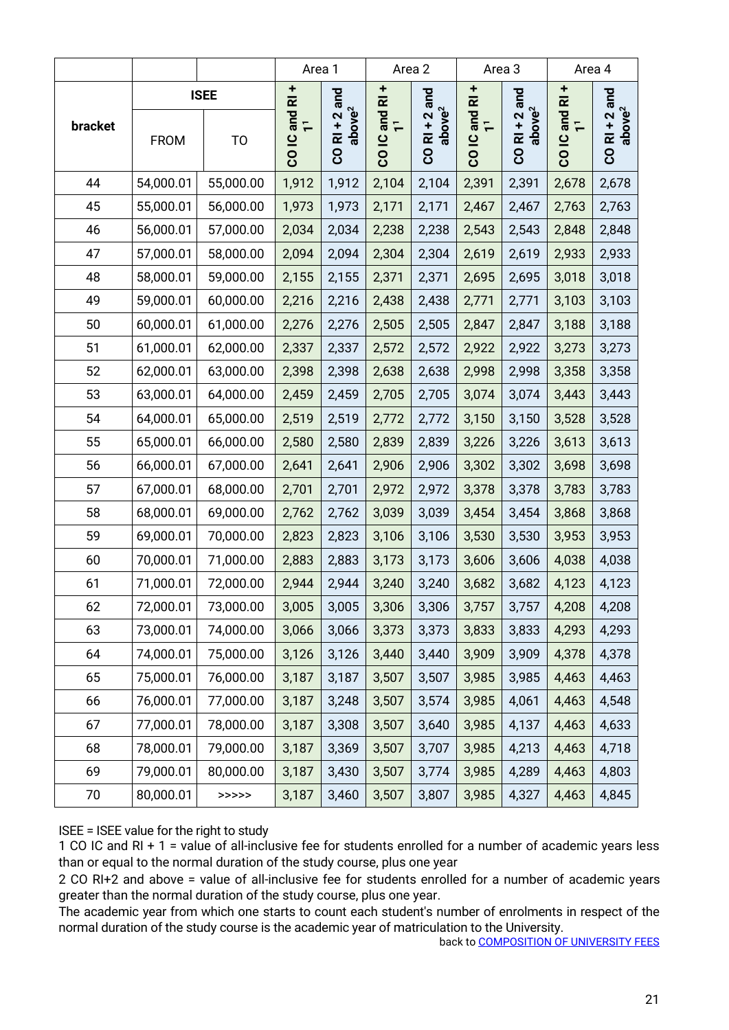| bracket | ISEE | | Area 1 | | Area 2 | | Area 3 | | Area 4 | |
|---|---|---|---|---|---|---|---|---|---|---|
| | FROM | TO | CO IC and RI + 1[1] | CO RI + 2 and above[2] | CO IC and RI + 1[1] | CO RI + 2 and above[2] | CO IC and RI + 1[1] | CO RI + 2 and above[2] | CO IC and RI + 1[1] | CO RI + 2 and above[2] |
| 44 | 54,000.01 | 55,000.00 | 1,912 | 1,912 | 2,104 | 2,104 | 2,391 | 2,391 | 2,678 | 2,678 |
| 45 | 55,000.01 | 56,000.00 | 1,973 | 1,973 | 2,171 | 2,171 | 2,467 | 2,467 | 2,763 | 2,763 |
| 46 | 56,000.01 | 57,000.00 | 2,034 | 2,034 | 2,238 | 2,238 | 2,543 | 2,543 | 2,848 | 2,848 |
| 47 | 57,000.01 | 58,000.00 | 2,094 | 2,094 | 2,304 | 2,304 | 2,619 | 2,619 | 2,933 | 2,933 |
| 48 | 58,000.01 | 59,000.00 | 2,155 | 2,155 | 2,371 | 2,371 | 2,695 | 2,695 | 3,018 | 3,018 |
| 49 | 59,000.01 | 60,000.00 | 2,216 | 2,216 | 2,438 | 2,438 | 2,771 | 2,771 | 3,103 | 3,103 |
| 50 | 60,000.01 | 61,000.00 | 2,276 | 2,276 | 2,505 | 2,505 | 2,847 | 2,847 | 3,188 | 3,188 |
| 51 | 61,000.01 | 62,000.00 | 2,337 | 2,337 | 2,572 | 2,572 | 2,922 | 2,922 | 3,273 | 3,273 |
| 52 | 62,000.01 | 63,000.00 | 2,398 | 2,398 | 2,638 | 2,638 | 2,998 | 2,998 | 3,358 | 3,358 |
| 53 | 63,000.01 | 64,000.00 | 2,459 | 2,459 | 2,705 | 2,705 | 3,074 | 3,074 | 3,443 | 3,443 |
| 54 | 64,000.01 | 65,000.00 | 2,519 | 2,519 | 2,772 | 2,772 | 3,150 | 3,150 | 3,528 | 3,528 |
| 55 | 65,000.01 | 66,000.00 | 2,580 | 2,580 | 2,839 | 2,839 | 3,226 | 3,226 | 3,613 | 3,613 |
| 56 | 66,000.01 | 67,000.00 | 2,641 | 2,641 | 2,906 | 2,906 | 3,302 | 3,302 | 3,698 | 3,698 |
| 57 | 67,000.01 | 68,000.00 | 2,701 | 2,701 | 2,972 | 2,972 | 3,378 | 3,378 | 3,783 | 3,783 |
| 58 | 68,000.01 | 69,000.00 | 2,762 | 2,762 | 3,039 | 3,039 | 3,454 | 3,454 | 3,868 | 3,868 |
| 59 | 69,000.01 | 70,000.00 | 2,823 | 2,823 | 3,106 | 3,106 | 3,530 | 3,530 | 3,953 | 3,953 |
| 60 | 70,000.01 | 71,000.00 | 2,883 | 2,883 | 3,173 | 3,173 | 3,606 | 3,606 | 4,038 | 4,038 |
| 61 | 71,000.01 | 72,000.00 | 2,944 | 2,944 | 3,240 | 3,240 | 3,682 | 3,682 | 4,123 | 4,123 |
| 62 | 72,000.01 | 73,000.00 | 3,005 | 3,005 | 3,306 | 3,306 | 3,757 | 3,757 | 4,208 | 4,208 |
| 63 | 73,000.01 | 74,000.00 | 3,066 | 3,066 | 3,373 | 3,373 | 3,833 | 3,833 | 4,293 | 4,293 |
| 64 | 74,000.01 | 75,000.00 | 3,126 | 3,126 | 3,440 | 3,440 | 3,909 | 3,909 | 4,378 | 4,378 |
| 65 | 75,000.01 | 76,000.00 | 3,187 | 3,187 | 3,507 | 3,507 | 3,985 | 3,985 | 4,463 | 4,463 |
| 66 | 76,000.01 | 77,000.00 | 3,187 | 3,248 | 3,507 | 3,574 | 3,985 | 4,061 | 4,463 | 4,548 |
| 67 | 77,000.01 | 78,000.00 | 3,187 | 3,308 | 3,507 | 3,640 | 3,985 | 4,137 | 4,463 | 4,633 |
| 68 | 78,000.01 | 79,000.00 | 3,187 | 3,369 | 3,507 | 3,707 | 3,985 | 4,213 | 4,463 | 4,718 |
| 69 | 79,000.01 | 80,000.00 | 3,187 | 3,430 | 3,507 | 3,774 | 3,985 | 4,289 | 4,463 | 4,803 |
| 70 | 80,000.01 | >>>>> | 3,187 | 3,460 | 3,507 | 3,807 | 3,985 | 4,327 | 4,463 | 4,845 |

ISEE = ISEE value for the right to study

1 CO IC and RI + 1 = value of all-inclusive fee for students enrolled for a number of academic years less than or equal to the normal duration of the study course, plus one year

2 CO RI+2 and above = value of all-inclusive fee for students enrolled for a number of academic years greater than the normal duration of the study course, plus one year.

The academic year from which one starts to count each student's number of enrolments in respect of the normal duration of the study course is the academic year of matriculation to the University.

back to COMPOSITION OF UNIVERSITY FEES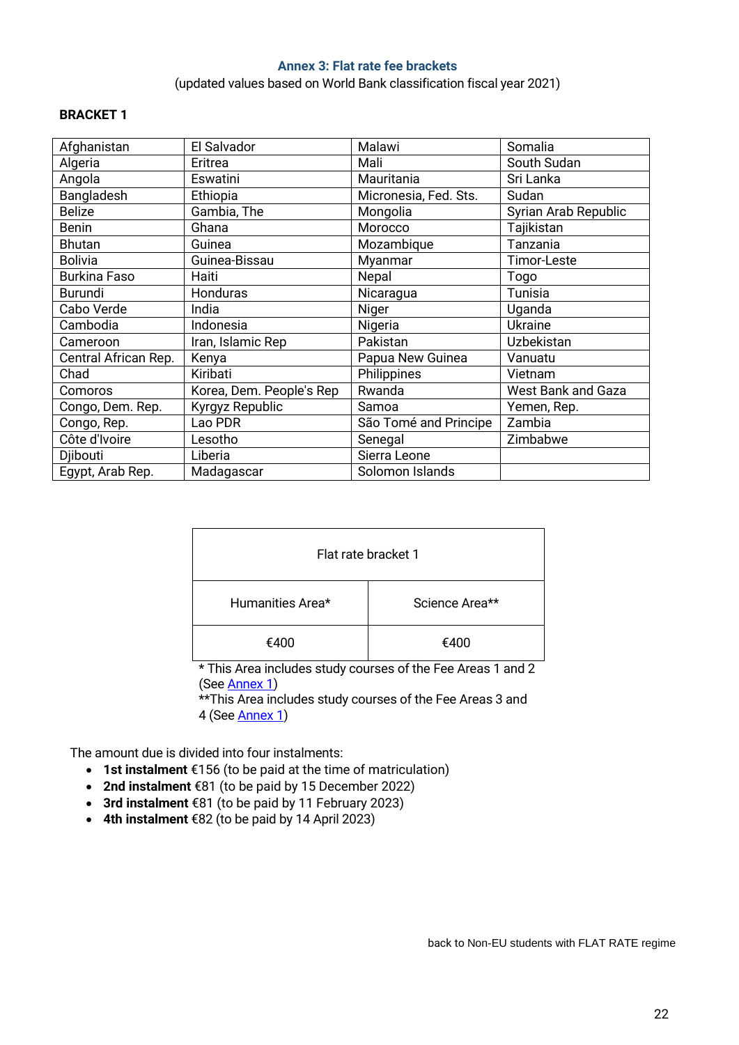## Annex 3: Flat rate fee brackets

(updated values based on World Bank classification fiscal year 2021)

**BRACKET 1**

| Afghanistan | El Salvador | Malawi | Somalia |
|---|---|---|---|
| Algeria | Eritrea | Mali | South Sudan |
| Angola | Eswatini | Mauritania | Sri Lanka |
| Bangladesh | Ethiopia | Micronesia, Fed. Sts. | Sudan |
| Belize | Gambia, The | Mongolia | Syrian Arab Republic |
| Benin | Ghana | Morocco | Tajikistan |
| Bhutan | Guinea | Mozambique | Tanzania |
| Bolivia | Guinea-Bissau | Myanmar | Timor-Leste |
| Burkina Faso | Haiti | Nepal | Togo |
| Burundi | Honduras | Nicaragua | Tunisia |
| Cabo Verde | India | Niger | Uganda |
| Cambodia | Indonesia | Nigeria | Ukraine |
| Cameroon | Iran, Islamic Rep | Pakistan | Uzbekistan |
| Central African Rep. | Kenya | Papua New Guinea | Vanuatu |
| Chad | Kiribati | Philippines | Vietnam |
| Comoros | Korea, Dem. People's Rep | Rwanda | West Bank and Gaza |
| Congo, Dem. Rep. | Kyrgyz Republic | Samoa | Yemen, Rep. |
| Congo, Rep. | Lao PDR | São Tomé and Principe | Zambia |
| Côte d'Ivoire | Lesotho | Senegal | Zimbabwe |
| Djibouti | Liberia | Sierra Leone | |
| Egypt, Arab Rep. | Madagascar | Solomon Islands | |

| Flat rate bracket 1 | |
|---|---|
| Humanities Area* | Science Area** |
| €400 | €400 |

* This Area includes study courses of the Fee Areas 1 and 2 (See Annex 1)
**This Area includes study courses of the Fee Areas 3 and 4 (See Annex 1)

The amount due is divided into four instalments:

- **1st instalment** €156 (to be paid at the time of matriculation)
- **2nd instalment** €81 (to be paid by 15 December 2022)
- **3rd instalment** €81 (to be paid by 11 February 2023)
- **4th instalment** €82 (to be paid by 14 April 2023)

back to Non-EU students with FLAT RATE regime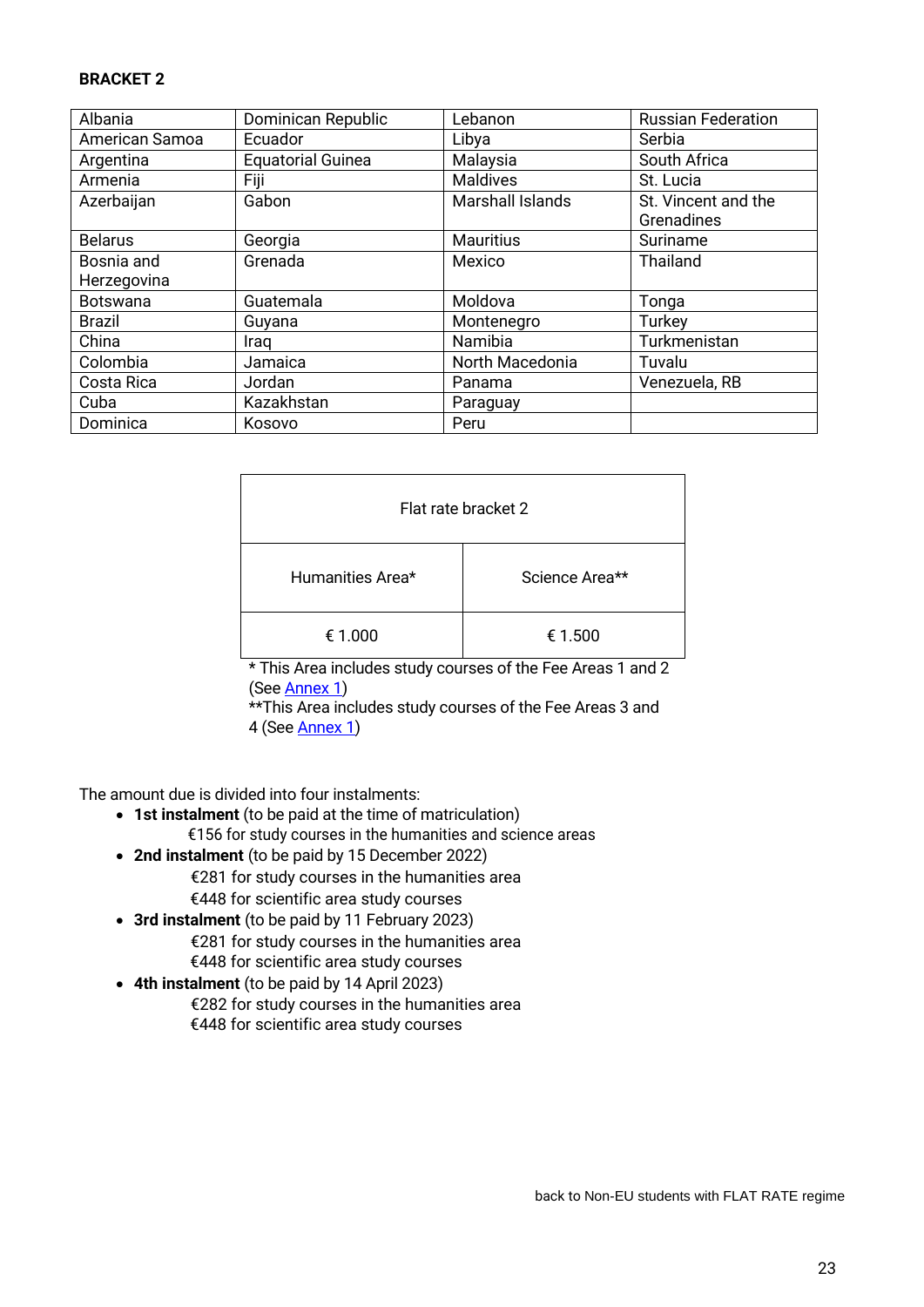**BRACKET 2**

| Albania | Dominican Republic | Lebanon | Russian Federation |
|---|---|---|---|
| American Samoa | Ecuador | Libya | Serbia |
| Argentina | Equatorial Guinea | Malaysia | South Africa |
| Armenia | Fiji | Maldives | St. Lucia |
| Azerbaijan | Gabon | Marshall Islands | St. Vincent and the Grenadines |
| Belarus | Georgia | Mauritius | Suriname |
| Bosnia and Herzegovina | Grenada | Mexico | Thailand |
| Botswana | Guatemala | Moldova | Tonga |
| Brazil | Guyana | Montenegro | Turkey |
| China | Iraq | Namibia | Turkmenistan |
| Colombia | Jamaica | North Macedonia | Tuvalu |
| Costa Rica | Jordan | Panama | Venezuela, RB |
| Cuba | Kazakhstan | Paraguay | |
| Dominica | Kosovo | Peru | |

| Flat rate bracket 2 | |
|---|---|
| Humanities Area* | Science Area** |
| € 1.000 | € 1.500 |

\* This Area includes study courses of the Fee Areas 1 and 2 (See Annex 1)

\*\*This Area includes study courses of the Fee Areas 3 and 4 (See Annex 1)

The amount due is divided into four instalments:

- **1st instalment** (to be paid at the time of matriculation)
  €156 for study courses in the humanities and science areas
- **2nd instalment** (to be paid by 15 December 2022)
  €281 for study courses in the humanities area
  €448 for scientific area study courses
- **3rd instalment** (to be paid by 11 February 2023)
  €281 for study courses in the humanities area
  €448 for scientific area study courses
- **4th instalment** (to be paid by 14 April 2023)
  €282 for study courses in the humanities area
  €448 for scientific area study courses

back to Non-EU students with FLAT RATE regime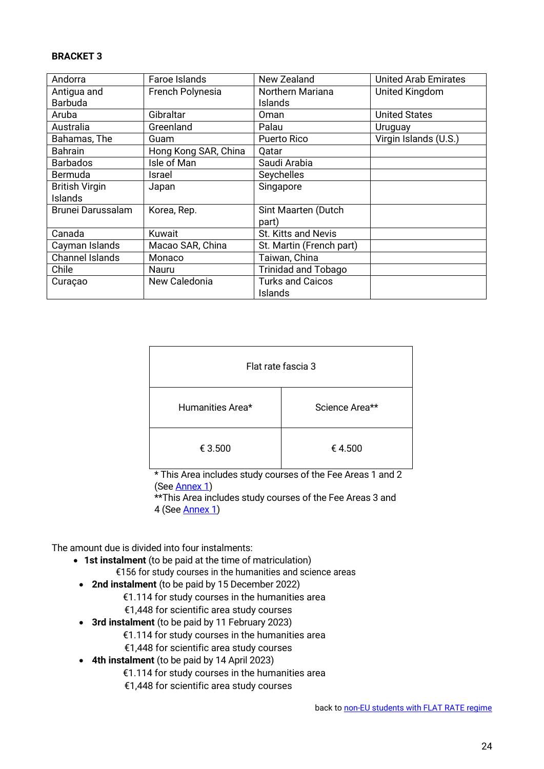**BRACKET 3**

| | | | |
|---|---|---|---|
| Andorra | Faroe Islands | New Zealand | United Arab Emirates |
| Antigua and Barbuda | French Polynesia | Northern Mariana Islands | United Kingdom |
| Aruba | Gibraltar | Oman | United States |
| Australia | Greenland | Palau | Uruguay |
| Bahamas, The | Guam | Puerto Rico | Virgin Islands (U.S.) |
| Bahrain | Hong Kong SAR, China | Qatar | |
| Barbados | Isle of Man | Saudi Arabia | |
| Bermuda | Israel | Seychelles | |
| British Virgin Islands | Japan | Singapore | |
| Brunei Darussalam | Korea, Rep. | Sint Maarten (Dutch part) | |
| Canada | Kuwait | St. Kitts and Nevis | |
| Cayman Islands | Macao SAR, China | St. Martin (French part) | |
| Channel Islands | Monaco | Taiwan, China | |
| Chile | Nauru | Trinidad and Tobago | |
| Curaçao | New Caledonia | Turks and Caicos Islands | |

| Flat rate fascia 3 | |
|---|---|
| Humanities Area* | Science Area** |
| € 3.500 | € 4.500 |

* This Area includes study courses of the Fee Areas 1 and 2 (See Annex 1)
**This Area includes study courses of the Fee Areas 3 and 4 (See Annex 1)

The amount due is divided into four instalments:

- **1st instalment** (to be paid at the time of matriculation)
  €156 for study courses in the humanities and science areas
- **2nd instalment** (to be paid by 15 December 2022)
  €1.114 for study courses in the humanities area
  €1,448 for scientific area study courses
- **3rd instalment** (to be paid by 11 February 2023)
  €1.114 for study courses in the humanities area
  €1,448 for scientific area study courses
- **4th instalment** (to be paid by 14 April 2023)
  €1.114 for study courses in the humanities area
  €1,448 for scientific area study courses

back to non-EU students with FLAT RATE regime